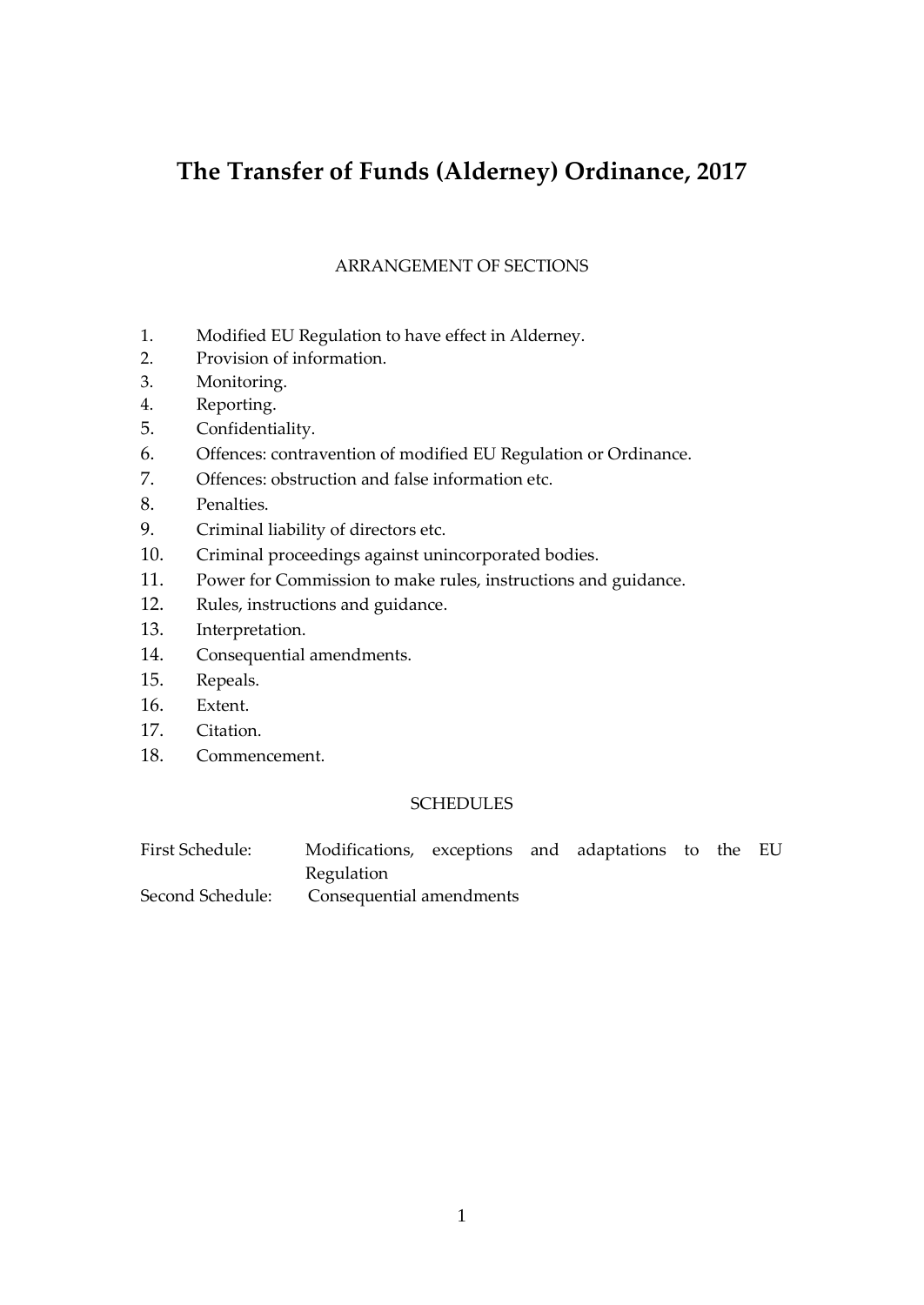# The Transfer of Funds (Alderney) Ordinance, 2017

## ARRANGEMENT OF SECTIONS

1. Modified EU Regulation to have effect in Alderney.
2. Provision of information.
3. Monitoring.
4. Reporting.
5. Confidentiality.
6. Offences: contravention of modified EU Regulation or Ordinance.
7. Offences: obstruction and false information etc.
8. Penalties.
9. Criminal liability of directors etc.
10. Criminal proceedings against unincorporated bodies.
11. Power for Commission to make rules, instructions and guidance.
12. Rules, instructions and guidance.
13. Interpretation.
14. Consequential amendments.
15. Repeals.
16. Extent.
17. Citation.
18. Commencement.

## SCHEDULES

First Schedule: Modifications, exceptions and adaptations to the EU Regulation

Second Schedule: Consequential amendments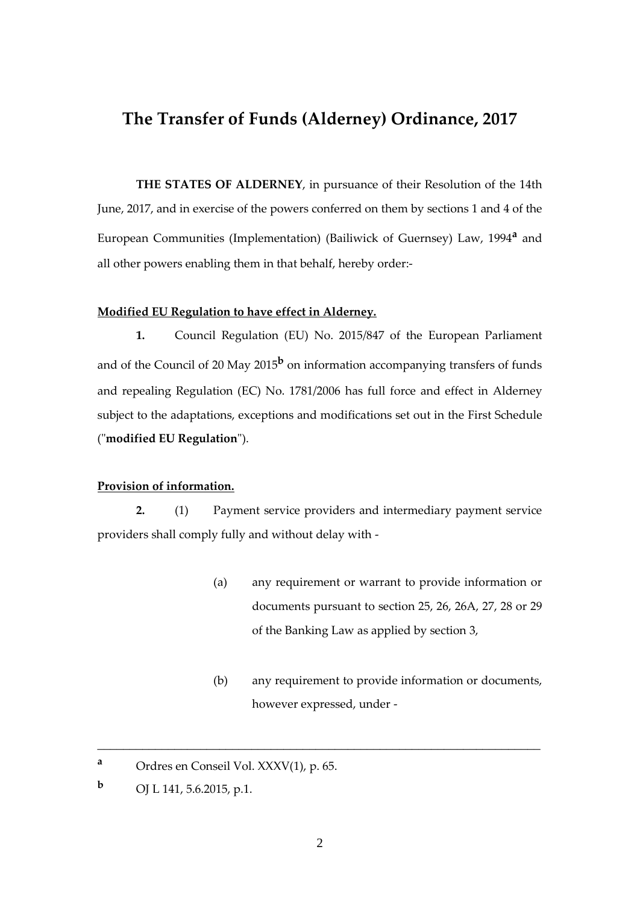# The Transfer of Funds (Alderney) Ordinance, 2017

**THE STATES OF ALDERNEY**, in pursuance of their Resolution of the 14th June, 2017, and in exercise of the powers conferred on them by sections 1 and 4 of the European Communities (Implementation) (Bailiwick of Guernsey) Law, 1994[a] and all other powers enabling them in that behalf, hereby order:-

**Modified EU Regulation to have effect in Alderney.**

**1.** Council Regulation (EU) No. 2015/847 of the European Parliament and of the Council of 20 May 2015[b] on information accompanying transfers of funds and repealing Regulation (EC) No. 1781/2006 has full force and effect in Alderney subject to the adaptations, exceptions and modifications set out in the First Schedule ("**modified EU Regulation**").

**Provision of information.**

**2.** (1) Payment service providers and intermediary payment service providers shall comply fully and without delay with -

(a) any requirement or warrant to provide information or documents pursuant to section 25, 26, 26A, 27, 28 or 29 of the Banking Law as applied by section 3,

(b) any requirement to provide information or documents, however expressed, under -

---

[a] Ordres en Conseil Vol. XXXV(1), p. 65.

[b] OJ L 141, 5.6.2015, p.1.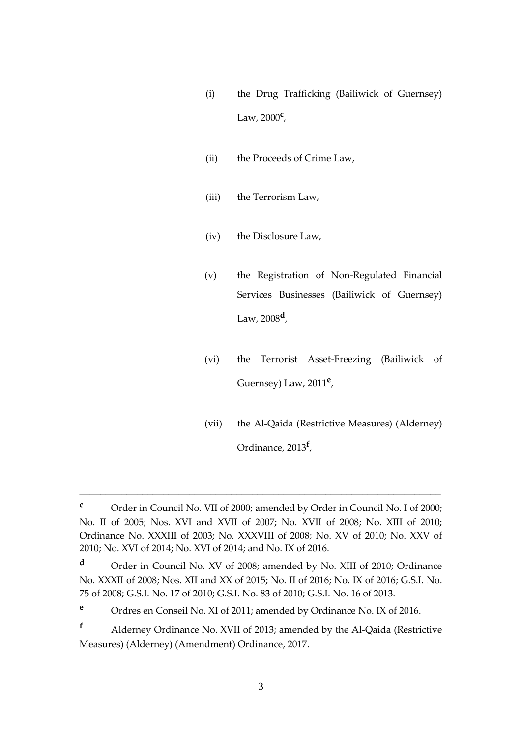(i) the Drug Trafficking (Bailiwick of Guernsey) Law, 2000[c],

(ii) the Proceeds of Crime Law,

(iii) the Terrorism Law,

(iv) the Disclosure Law,

(v) the Registration of Non-Regulated Financial Services Businesses (Bailiwick of Guernsey) Law, 2008[d],

(vi) the Terrorist Asset-Freezing (Bailiwick of Guernsey) Law, 2011[e],

(vii) the Al-Qaida (Restrictive Measures) (Alderney) Ordinance, 2013[f],

---

[c] Order in Council No. VII of 2000; amended by Order in Council No. I of 2000; No. II of 2005; Nos. XVI and XVII of 2007; No. XVII of 2008; No. XIII of 2010; Ordinance No. XXXIII of 2003; No. XXXVIII of 2008; No. XV of 2010; No. XXV of 2010; No. XVI of 2014; No. XVI of 2014; and No. IX of 2016.

[d] Order in Council No. XV of 2008; amended by No. XIII of 2010; Ordinance No. XXXII of 2008; Nos. XII and XX of 2015; No. II of 2016; No. IX of 2016; G.S.I. No. 75 of 2008; G.S.I. No. 17 of 2010; G.S.I. No. 83 of 2010; G.S.I. No. 16 of 2013.

[e] Ordres en Conseil No. XI of 2011; amended by Ordinance No. IX of 2016.

[f] Alderney Ordinance No. XVII of 2013; amended by the Al-Qaida (Restrictive Measures) (Alderney) (Amendment) Ordinance, 2017.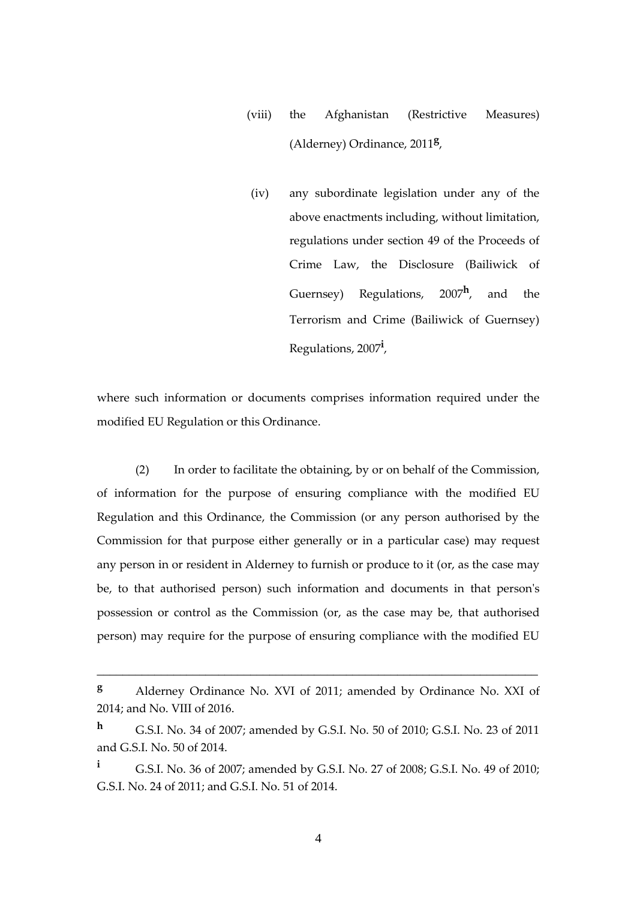(viii) the Afghanistan (Restrictive Measures) (Alderney) Ordinance, 2011[g],

(iv) any subordinate legislation under any of the above enactments including, without limitation, regulations under section 49 of the Proceeds of Crime Law, the Disclosure (Bailiwick of Guernsey) Regulations, 2007[h], and the Terrorism and Crime (Bailiwick of Guernsey) Regulations, 2007[i],

where such information or documents comprises information required under the modified EU Regulation or this Ordinance.

(2) In order to facilitate the obtaining, by or on behalf of the Commission, of information for the purpose of ensuring compliance with the modified EU Regulation and this Ordinance, the Commission (or any person authorised by the Commission for that purpose either generally or in a particular case) may request any person in or resident in Alderney to furnish or produce to it (or, as the case may be, to that authorised person) such information and documents in that person's possession or control as the Commission (or, as the case may be, that authorised person) may require for the purpose of ensuring compliance with the modified EU

---

[g] Alderney Ordinance No. XVI of 2011; amended by Ordinance No. XXI of 2014; and No. VIII of 2016.

[h] G.S.I. No. 34 of 2007; amended by G.S.I. No. 50 of 2010; G.S.I. No. 23 of 2011 and G.S.I. No. 50 of 2014.

[i] G.S.I. No. 36 of 2007; amended by G.S.I. No. 27 of 2008; G.S.I. No. 49 of 2010; G.S.I. No. 24 of 2011; and G.S.I. No. 51 of 2014.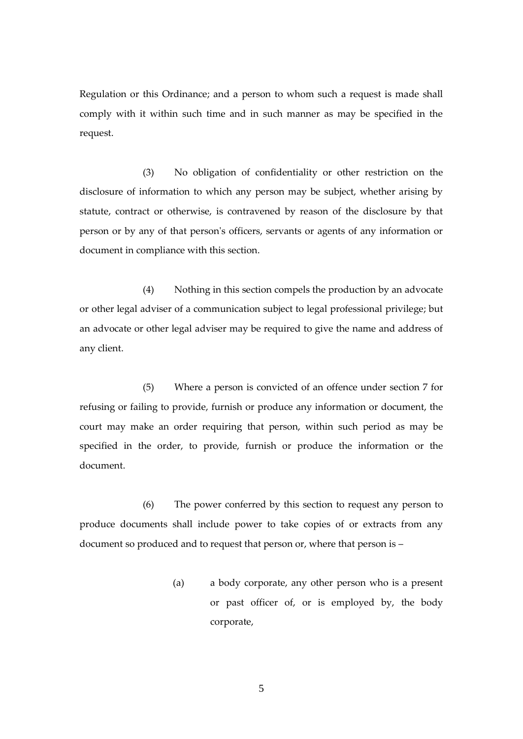Regulation or this Ordinance; and a person to whom such a request is made shall comply with it within such time and in such manner as may be specified in the request.

(3) No obligation of confidentiality or other restriction on the disclosure of information to which any person may be subject, whether arising by statute, contract or otherwise, is contravened by reason of the disclosure by that person or by any of that person's officers, servants or agents of any information or document in compliance with this section.

(4) Nothing in this section compels the production by an advocate or other legal adviser of a communication subject to legal professional privilege; but an advocate or other legal adviser may be required to give the name and address of any client.

(5) Where a person is convicted of an offence under section 7 for refusing or failing to provide, furnish or produce any information or document, the court may make an order requiring that person, within such period as may be specified in the order, to provide, furnish or produce the information or the document.

(6) The power conferred by this section to request any person to produce documents shall include power to take copies of or extracts from any document so produced and to request that person or, where that person is –

(a) a body corporate, any other person who is a present or past officer of, or is employed by, the body corporate,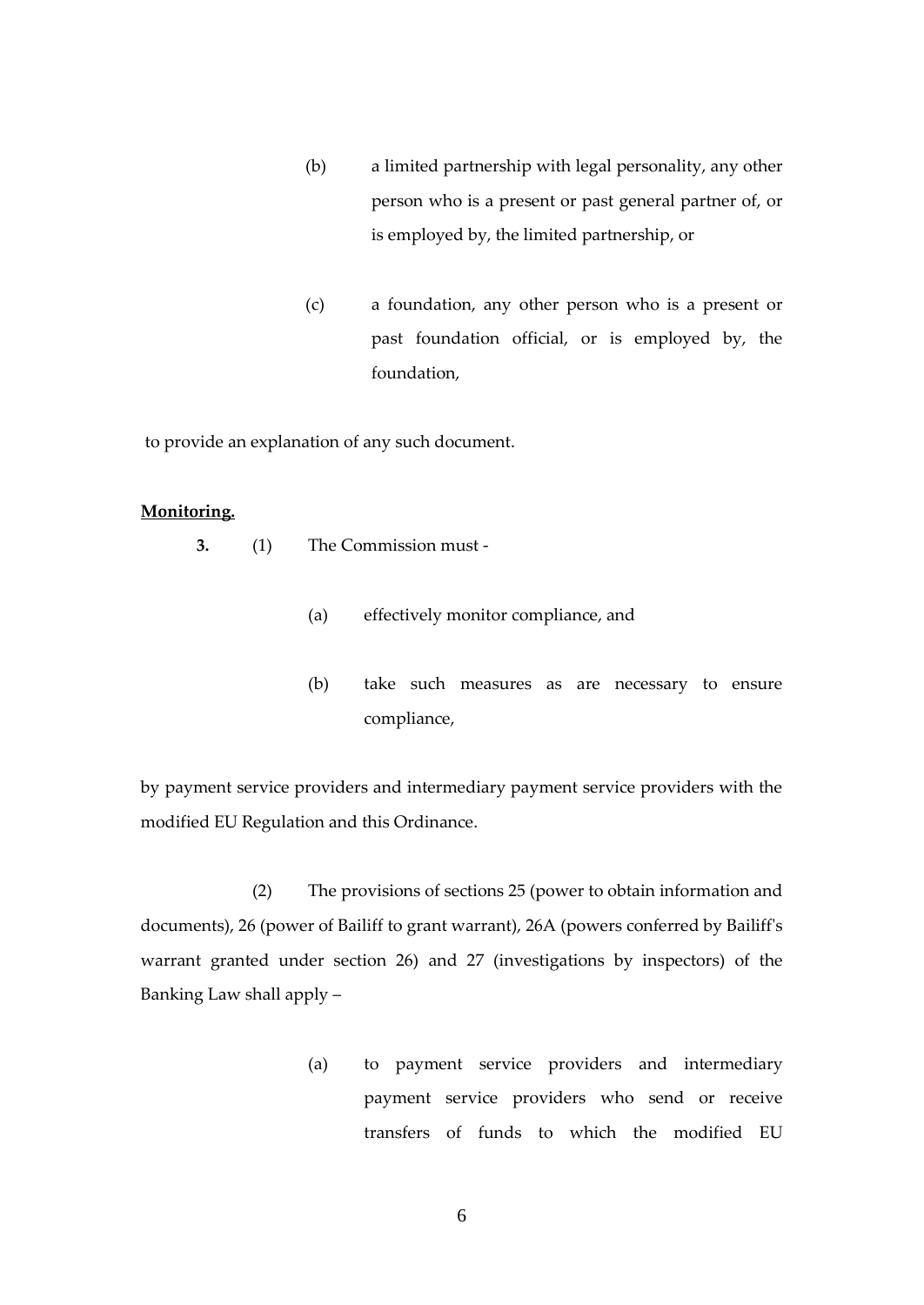(b) a limited partnership with legal personality, any other person who is a present or past general partner of, or is employed by, the limited partnership, or

(c) a foundation, any other person who is a present or past foundation official, or is employed by, the foundation,

to provide an explanation of any such document.

**Monitoring.**

**3.** (1) The Commission must -

(a) effectively monitor compliance, and

(b) take such measures as are necessary to ensure compliance,

by payment service providers and intermediary payment service providers with the modified EU Regulation and this Ordinance.

(2) The provisions of sections 25 (power to obtain information and documents), 26 (power of Bailiff to grant warrant), 26A (powers conferred by Bailiff's warrant granted under section 26) and 27 (investigations by inspectors) of the Banking Law shall apply –

(a) to payment service providers and intermediary payment service providers who send or receive transfers of funds to which the modified EU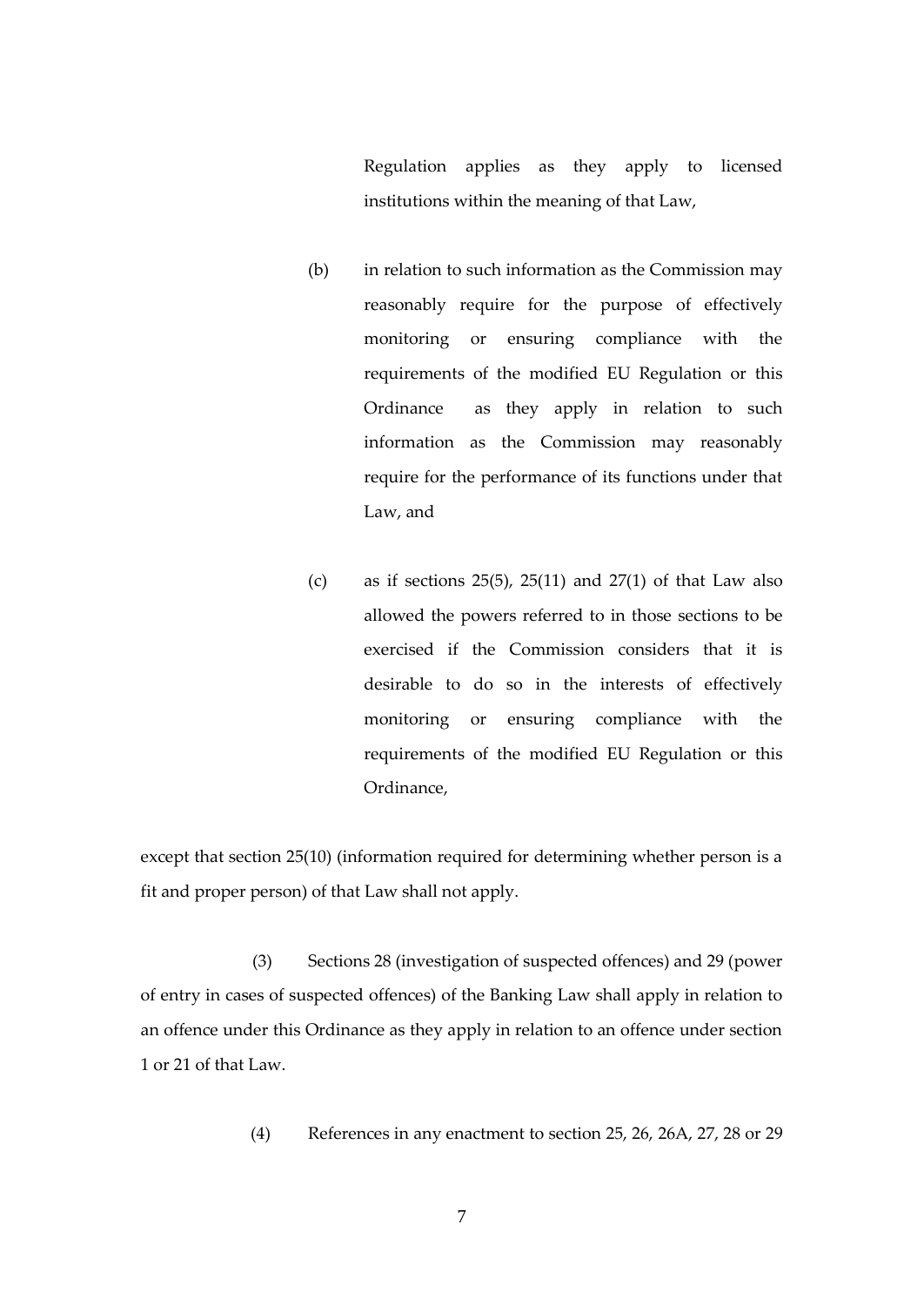Regulation applies as they apply to licensed institutions within the meaning of that Law,

(b) in relation to such information as the Commission may reasonably require for the purpose of effectively monitoring or ensuring compliance with the requirements of the modified EU Regulation or this Ordinance as they apply in relation to such information as the Commission may reasonably require for the performance of its functions under that Law, and

(c) as if sections 25(5), 25(11) and 27(1) of that Law also allowed the powers referred to in those sections to be exercised if the Commission considers that it is desirable to do so in the interests of effectively monitoring or ensuring compliance with the requirements of the modified EU Regulation or this Ordinance,

except that section 25(10) (information required for determining whether person is a fit and proper person) of that Law shall not apply.

(3) Sections 28 (investigation of suspected offences) and 29 (power of entry in cases of suspected offences) of the Banking Law shall apply in relation to an offence under this Ordinance as they apply in relation to an offence under section 1 or 21 of that Law.

(4) References in any enactment to section 25, 26, 26A, 27, 28 or 29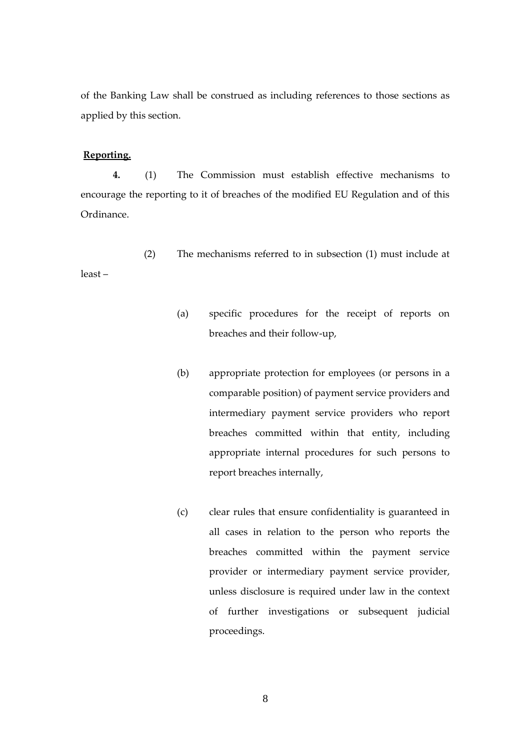of the Banking Law shall be construed as including references to those sections as applied by this section.

**Reporting.**

**4.** (1) The Commission must establish effective mechanisms to encourage the reporting to it of breaches of the modified EU Regulation and of this Ordinance.

(2) The mechanisms referred to in subsection (1) must include at least –

(a) specific procedures for the receipt of reports on breaches and their follow-up,

(b) appropriate protection for employees (or persons in a comparable position) of payment service providers and intermediary payment service providers who report breaches committed within that entity, including appropriate internal procedures for such persons to report breaches internally,

(c) clear rules that ensure confidentiality is guaranteed in all cases in relation to the person who reports the breaches committed within the payment service provider or intermediary payment service provider, unless disclosure is required under law in the context of further investigations or subsequent judicial proceedings.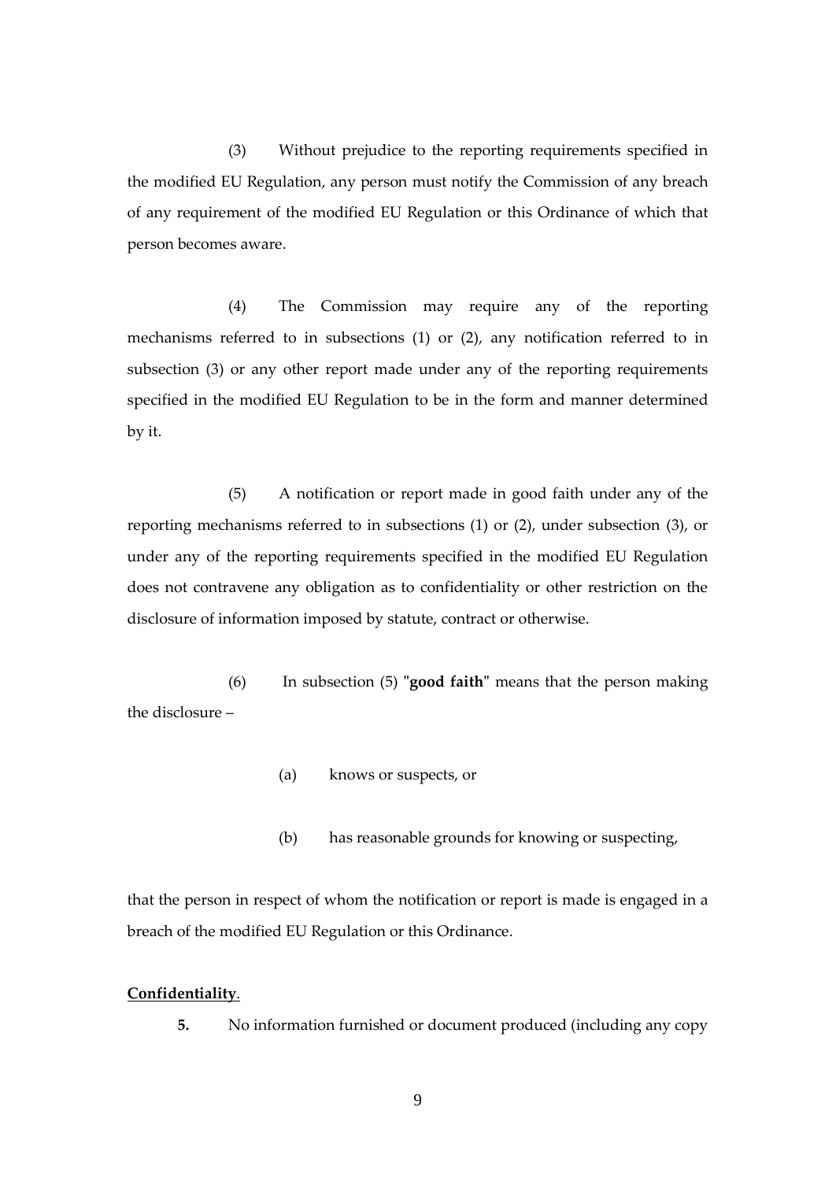(3) Without prejudice to the reporting requirements specified in the modified EU Regulation, any person must notify the Commission of any breach of any requirement of the modified EU Regulation or this Ordinance of which that person becomes aware.

(4) The Commission may require any of the reporting mechanisms referred to in subsections (1) or (2), any notification referred to in subsection (3) or any other report made under any of the reporting requirements specified in the modified EU Regulation to be in the form and manner determined by it.

(5) A notification or report made in good faith under any of the reporting mechanisms referred to in subsections (1) or (2), under subsection (3), or under any of the reporting requirements specified in the modified EU Regulation does not contravene any obligation as to confidentiality or other restriction on the disclosure of information imposed by statute, contract or otherwise.

(6) In subsection (5) "**good faith**" means that the person making the disclosure –

(a) knows or suspects, or

(b) has reasonable grounds for knowing or suspecting,

that the person in respect of whom the notification or report is made is engaged in a breach of the modified EU Regulation or this Ordinance.

**Confidentiality**.

**5.** No information furnished or document produced (including any copy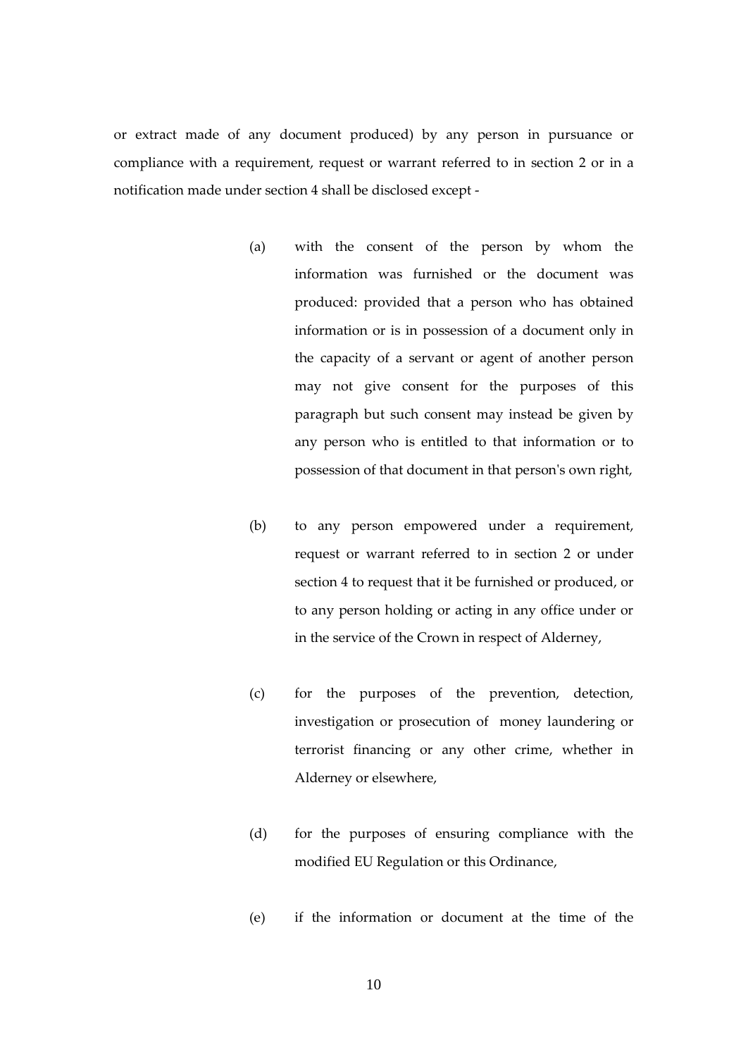or extract made of any document produced) by any person in pursuance or compliance with a requirement, request or warrant referred to in section 2 or in a notification made under section 4 shall be disclosed except -

(a) with the consent of the person by whom the information was furnished or the document was produced: provided that a person who has obtained information or is in possession of a document only in the capacity of a servant or agent of another person may not give consent for the purposes of this paragraph but such consent may instead be given by any person who is entitled to that information or to possession of that document in that person's own right,

(b) to any person empowered under a requirement, request or warrant referred to in section 2 or under section 4 to request that it be furnished or produced, or to any person holding or acting in any office under or in the service of the Crown in respect of Alderney,

(c) for the purposes of the prevention, detection, investigation or prosecution of money laundering or terrorist financing or any other crime, whether in Alderney or elsewhere,

(d) for the purposes of ensuring compliance with the modified EU Regulation or this Ordinance,

(e) if the information or document at the time of the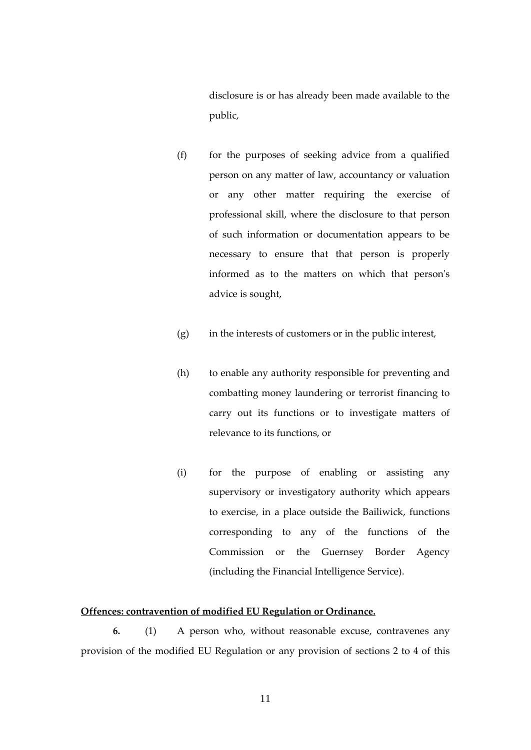disclosure is or has already been made available to the public,

(f) for the purposes of seeking advice from a qualified person on any matter of law, accountancy or valuation or any other matter requiring the exercise of professional skill, where the disclosure to that person of such information or documentation appears to be necessary to ensure that that person is properly informed as to the matters on which that person's advice is sought,

(g) in the interests of customers or in the public interest,

(h) to enable any authority responsible for preventing and combatting money laundering or terrorist financing to carry out its functions or to investigate matters of relevance to its functions, or

(i) for the purpose of enabling or assisting any supervisory or investigatory authority which appears to exercise, in a place outside the Bailiwick, functions corresponding to any of the functions of the Commission or the Guernsey Border Agency (including the Financial Intelligence Service).

**Offences: contravention of modified EU Regulation or Ordinance.**

**6.** (1) A person who, without reasonable excuse, contravenes any provision of the modified EU Regulation or any provision of sections 2 to 4 of this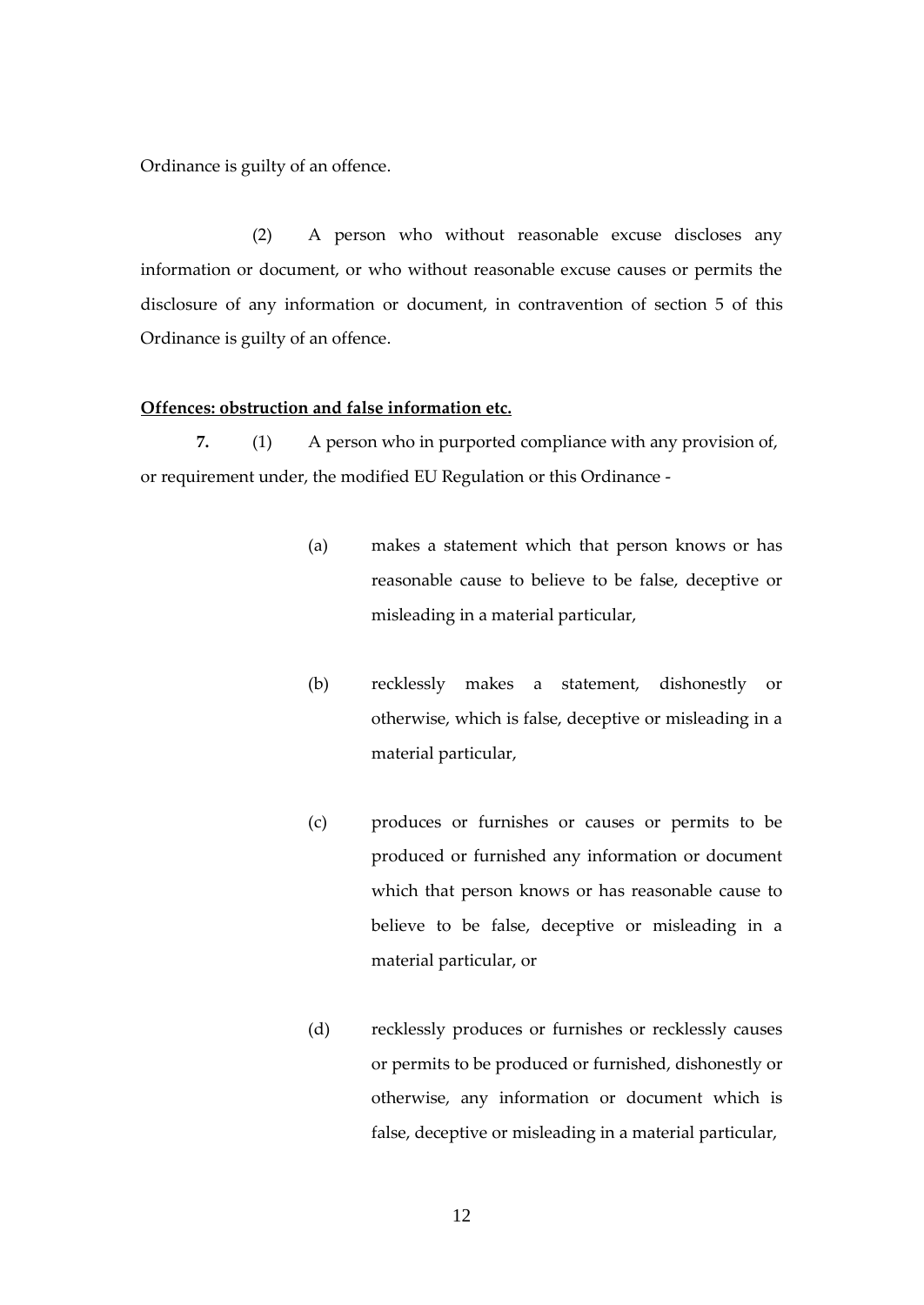Ordinance is guilty of an offence.

(2) A person who without reasonable excuse discloses any information or document, or who without reasonable excuse causes or permits the disclosure of any information or document, in contravention of section 5 of this Ordinance is guilty of an offence.

**Offences: obstruction and false information etc.**

**7.** (1) A person who in purported compliance with any provision of, or requirement under, the modified EU Regulation or this Ordinance -

(a) makes a statement which that person knows or has reasonable cause to believe to be false, deceptive or misleading in a material particular,

(b) recklessly makes a statement, dishonestly or otherwise, which is false, deceptive or misleading in a material particular,

(c) produces or furnishes or causes or permits to be produced or furnished any information or document which that person knows or has reasonable cause to believe to be false, deceptive or misleading in a material particular, or

(d) recklessly produces or furnishes or recklessly causes or permits to be produced or furnished, dishonestly or otherwise, any information or document which is false, deceptive or misleading in a material particular,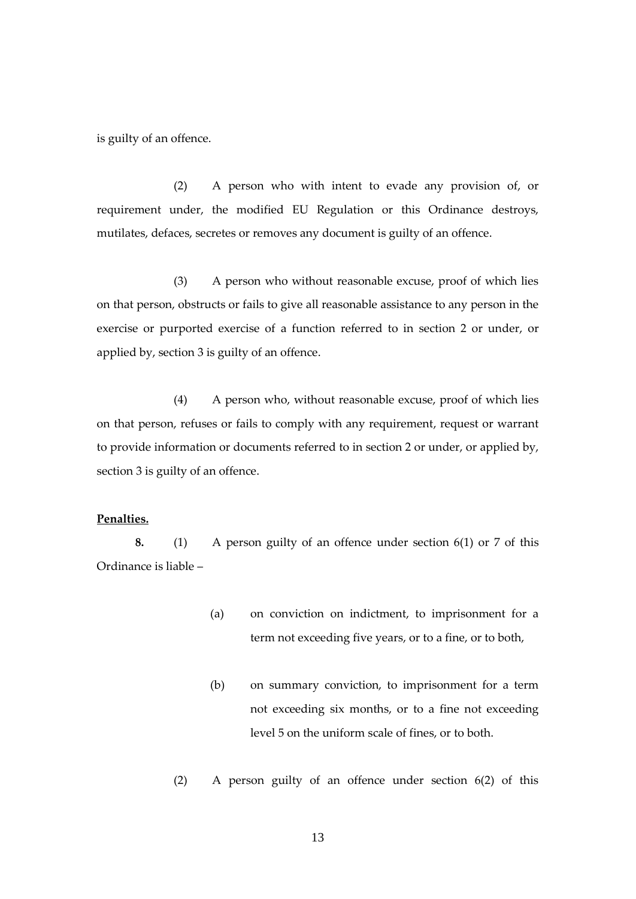is guilty of an offence.

(2) A person who with intent to evade any provision of, or requirement under, the modified EU Regulation or this Ordinance destroys, mutilates, defaces, secretes or removes any document is guilty of an offence.

(3) A person who without reasonable excuse, proof of which lies on that person, obstructs or fails to give all reasonable assistance to any person in the exercise or purported exercise of a function referred to in section 2 or under, or applied by, section 3 is guilty of an offence.

(4) A person who, without reasonable excuse, proof of which lies on that person, refuses or fails to comply with any requirement, request or warrant to provide information or documents referred to in section 2 or under, or applied by, section 3 is guilty of an offence.

**Penalties.**

**8.** (1) A person guilty of an offence under section 6(1) or 7 of this Ordinance is liable –

(a) on conviction on indictment, to imprisonment for a term not exceeding five years, or to a fine, or to both,

(b) on summary conviction, to imprisonment for a term not exceeding six months, or to a fine not exceeding level 5 on the uniform scale of fines, or to both.

(2) A person guilty of an offence under section 6(2) of this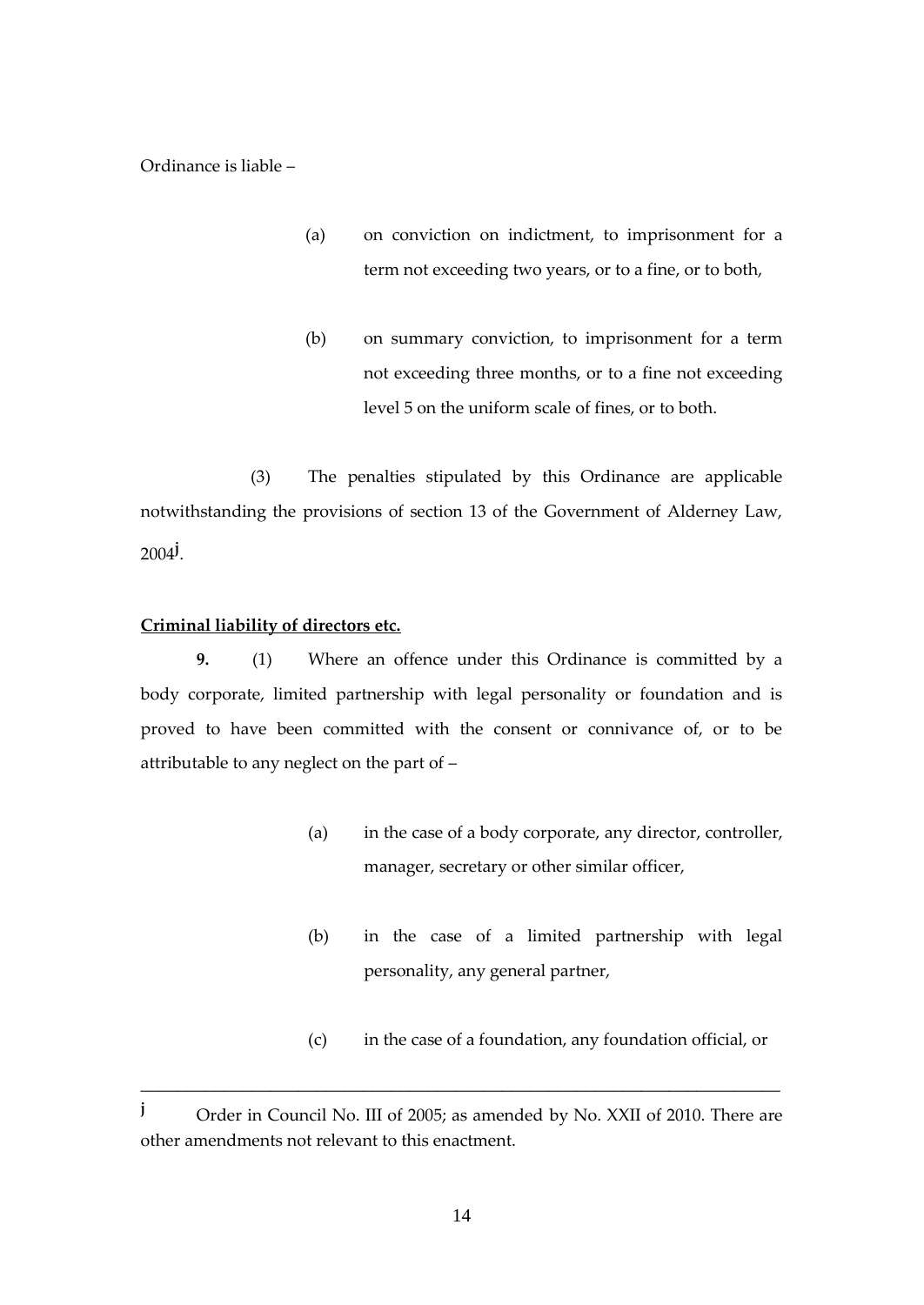Ordinance is liable –

(a) on conviction on indictment, to imprisonment for a term not exceeding two years, or to a fine, or to both,

(b) on summary conviction, to imprisonment for a term not exceeding three months, or to a fine not exceeding level 5 on the uniform scale of fines, or to both.

(3) The penalties stipulated by this Ordinance are applicable notwithstanding the provisions of section 13 of the Government of Alderney Law, 2004[j].

**Criminal liability of directors etc.**

**9.** (1) Where an offence under this Ordinance is committed by a body corporate, limited partnership with legal personality or foundation and is proved to have been committed with the consent or connivance of, or to be attributable to any neglect on the part of –

(a) in the case of a body corporate, any director, controller, manager, secretary or other similar officer,

(b) in the case of a limited partnership with legal personality, any general partner,

(c) in the case of a foundation, any foundation official, or

---

[j] Order in Council No. III of 2005; as amended by No. XXII of 2010. There are other amendments not relevant to this enactment.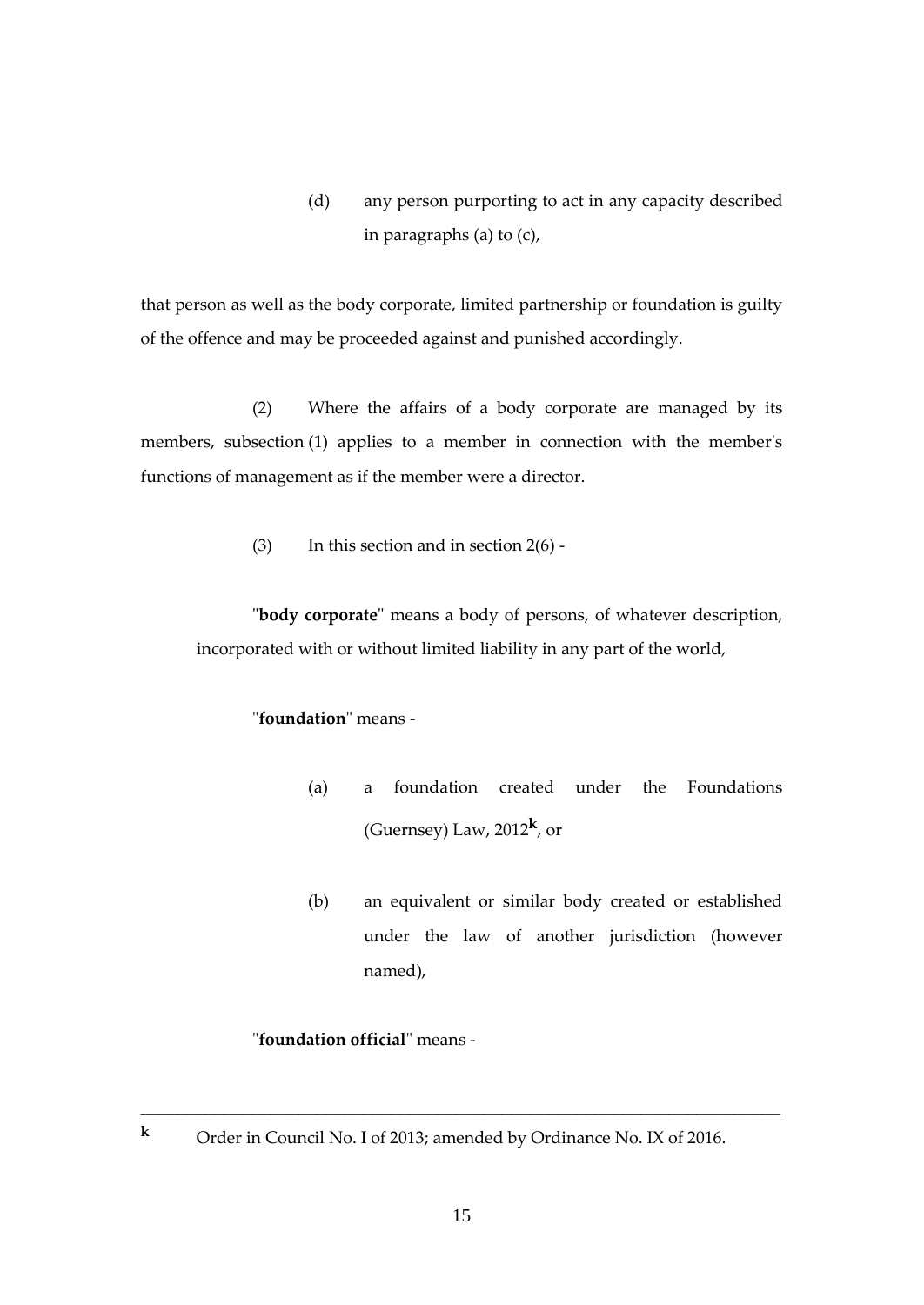(d) any person purporting to act in any capacity described in paragraphs (a) to (c),

that person as well as the body corporate, limited partnership or foundation is guilty of the offence and may be proceeded against and punished accordingly.

(2) Where the affairs of a body corporate are managed by its members, subsection (1) applies to a member in connection with the member's functions of management as if the member were a director.

(3) In this section and in section 2(6) -

"**body corporate**" means a body of persons, of whatever description, incorporated with or without limited liability in any part of the world,

"**foundation**" means -

(a) a foundation created under the Foundations (Guernsey) Law, 2012[k], or

(b) an equivalent or similar body created or established under the law of another jurisdiction (however named),

"**foundation official**" means -

---

[k] Order in Council No. I of 2013; amended by Ordinance No. IX of 2016.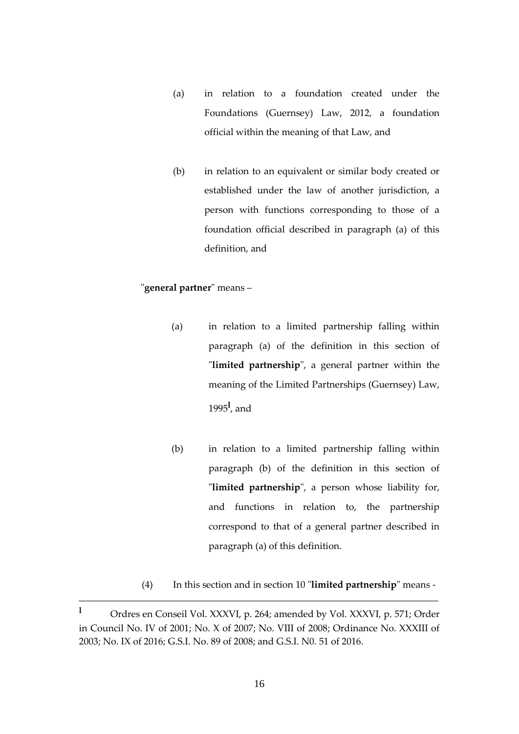(a) in relation to a foundation created under the Foundations (Guernsey) Law, 2012, a foundation official within the meaning of that Law, and

(b) in relation to an equivalent or similar body created or established under the law of another jurisdiction, a person with functions corresponding to those of a foundation official described in paragraph (a) of this definition, and

"**general partner**" means –

(a) in relation to a limited partnership falling within paragraph (a) of the definition in this section of "**limited partnership**", a general partner within the meaning of the Limited Partnerships (Guernsey) Law, 1995[l], and

(b) in relation to a limited partnership falling within paragraph (b) of the definition in this section of "**limited partnership**", a person whose liability for, and functions in relation to, the partnership correspond to that of a general partner described in paragraph (a) of this definition.

(4) In this section and in section 10 "**limited partnership**" means -

---

[l] Ordres en Conseil Vol. XXXVI, p. 264; amended by Vol. XXXVI, p. 571; Order in Council No. IV of 2001; No. X of 2007; No. VIII of 2008; Ordinance No. XXXIII of 2003; No. IX of 2016; G.S.I. No. 89 of 2008; and G.S.I. N0. 51 of 2016.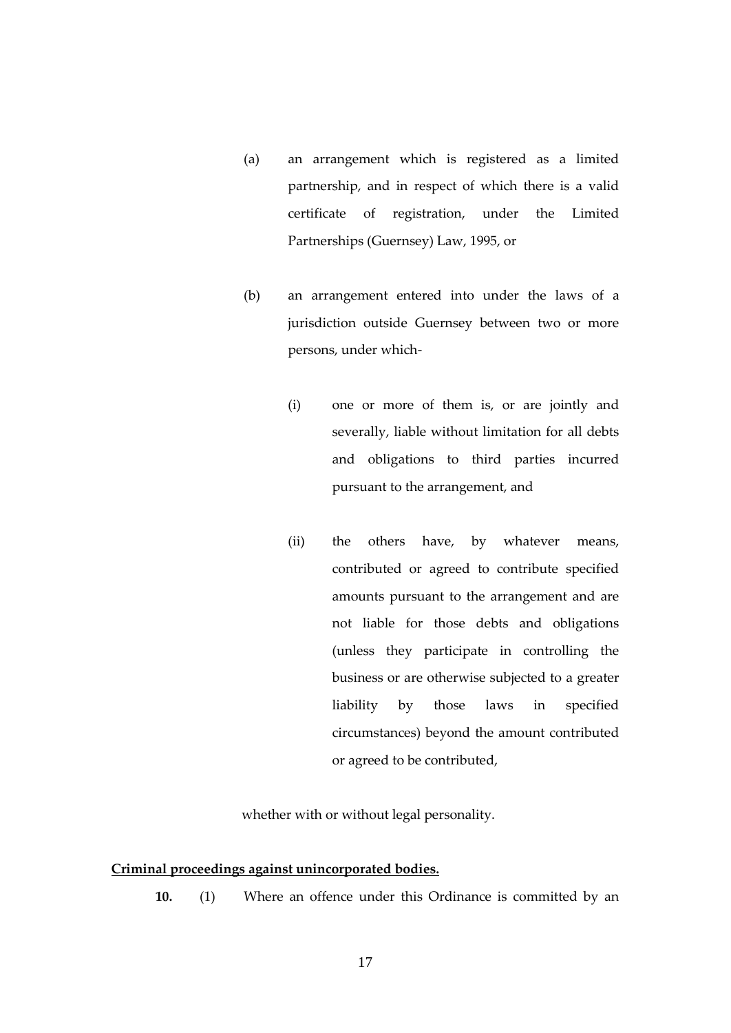(a) an arrangement which is registered as a limited partnership, and in respect of which there is a valid certificate of registration, under the Limited Partnerships (Guernsey) Law, 1995, or

(b) an arrangement entered into under the laws of a jurisdiction outside Guernsey between two or more persons, under which-

  (i) one or more of them is, or are jointly and severally, liable without limitation for all debts and obligations to third parties incurred pursuant to the arrangement, and

  (ii) the others have, by whatever means, contributed or agreed to contribute specified amounts pursuant to the arrangement and are not liable for those debts and obligations (unless they participate in controlling the business or are otherwise subjected to a greater liability by those laws in specified circumstances) beyond the amount contributed or agreed to be contributed,

whether with or without legal personality.

**Criminal proceedings against unincorporated bodies.**

**10.** (1) Where an offence under this Ordinance is committed by an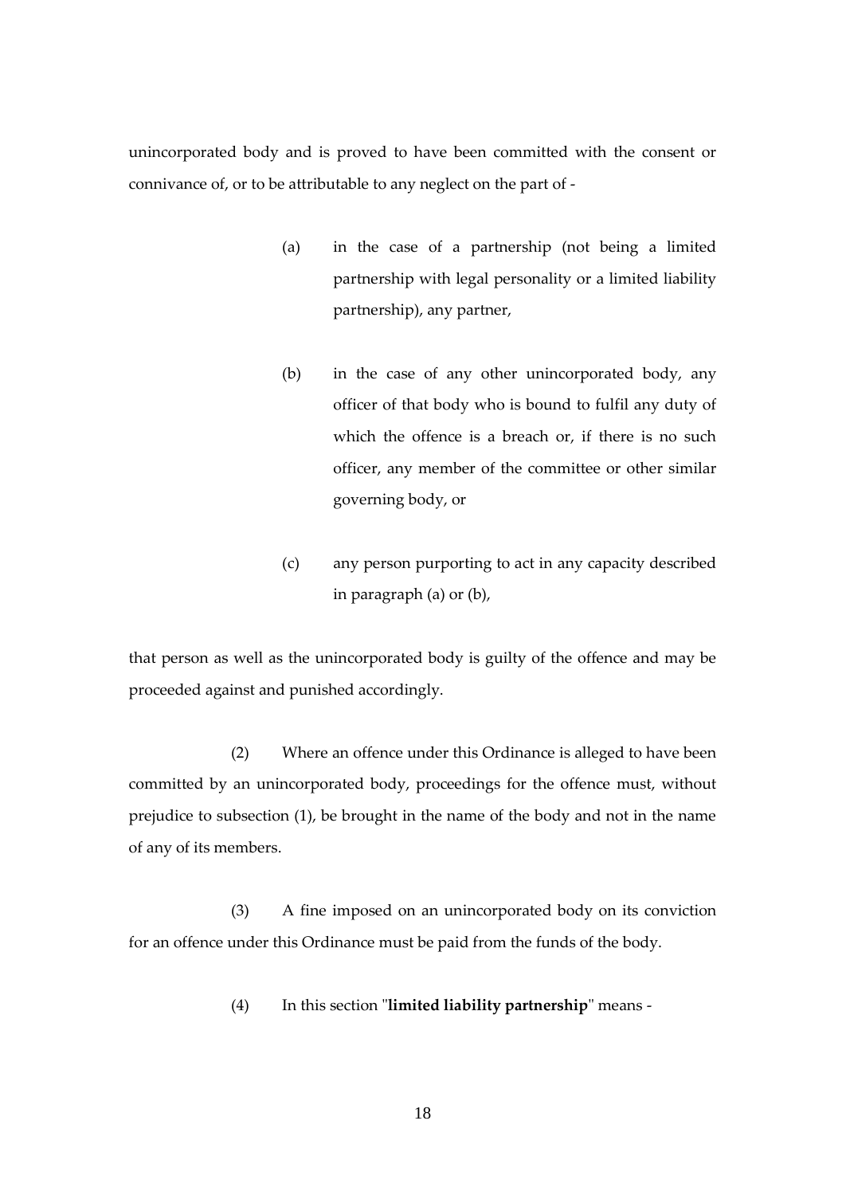unincorporated body and is proved to have been committed with the consent or connivance of, or to be attributable to any neglect on the part of -

(a) in the case of a partnership (not being a limited partnership with legal personality or a limited liability partnership), any partner,

(b) in the case of any other unincorporated body, any officer of that body who is bound to fulfil any duty of which the offence is a breach or, if there is no such officer, any member of the committee or other similar governing body, or

(c) any person purporting to act in any capacity described in paragraph (a) or (b),

that person as well as the unincorporated body is guilty of the offence and may be proceeded against and punished accordingly.

(2) Where an offence under this Ordinance is alleged to have been committed by an unincorporated body, proceedings for the offence must, without prejudice to subsection (1), be brought in the name of the body and not in the name of any of its members.

(3) A fine imposed on an unincorporated body on its conviction for an offence under this Ordinance must be paid from the funds of the body.

(4) In this section "**limited liability partnership**" means -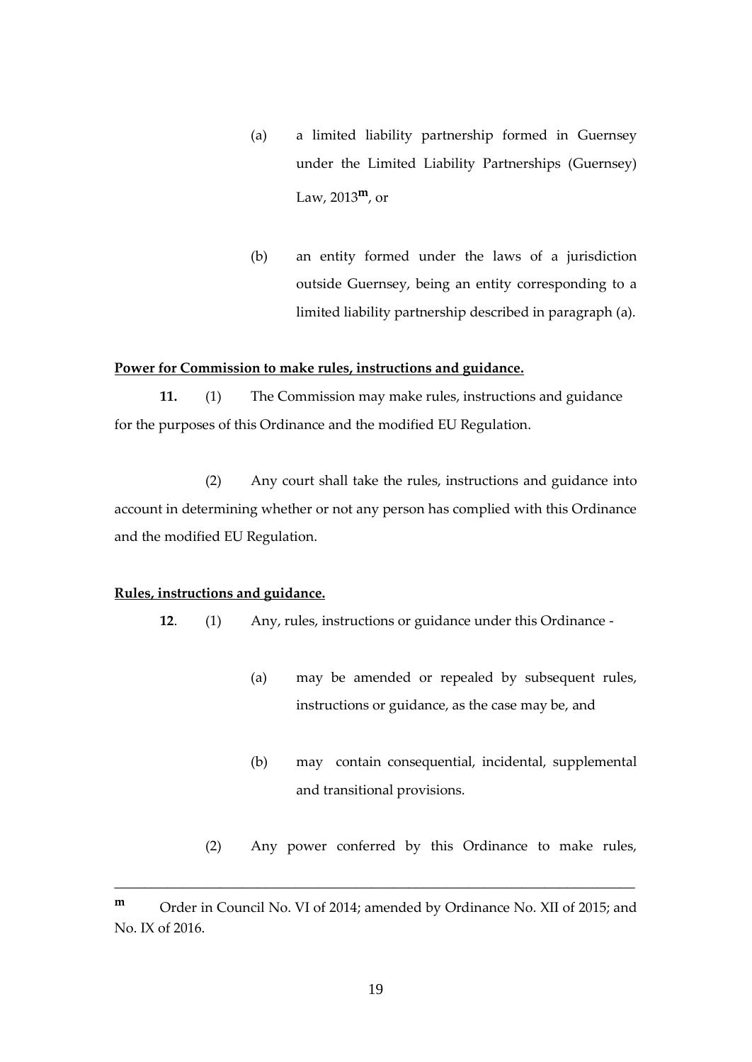(a) a limited liability partnership formed in Guernsey under the Limited Liability Partnerships (Guernsey) Law, 2013[m], or

(b) an entity formed under the laws of a jurisdiction outside Guernsey, being an entity corresponding to a limited liability partnership described in paragraph (a).

**Power for Commission to make rules, instructions and guidance.**

**11.** (1) The Commission may make rules, instructions and guidance for the purposes of this Ordinance and the modified EU Regulation.

(2) Any court shall take the rules, instructions and guidance into account in determining whether or not any person has complied with this Ordinance and the modified EU Regulation.

**Rules, instructions and guidance.**

**12**. (1) Any, rules, instructions or guidance under this Ordinance -

(a) may be amended or repealed by subsequent rules, instructions or guidance, as the case may be, and

(b) may contain consequential, incidental, supplemental and transitional provisions.

(2) Any power conferred by this Ordinance to make rules,

---

[m] Order in Council No. VI of 2014; amended by Ordinance No. XII of 2015; and No. IX of 2016.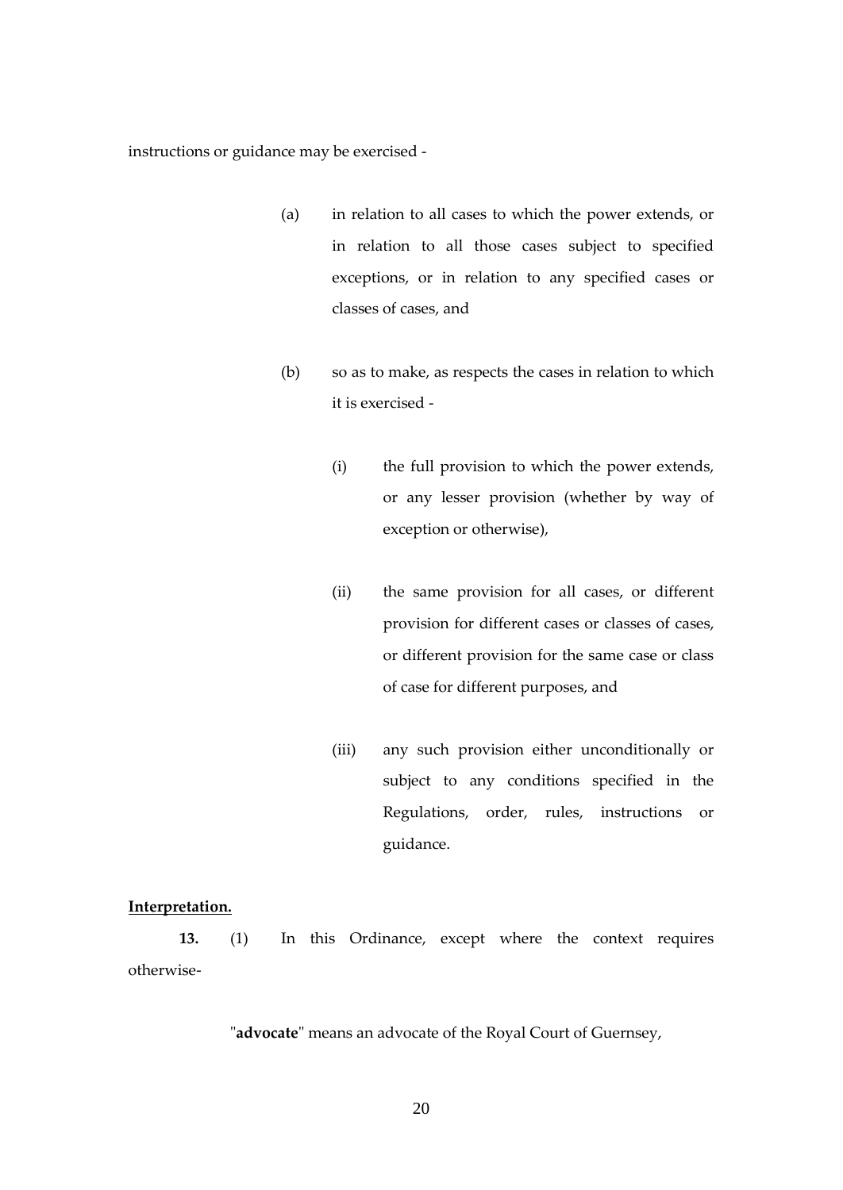instructions or guidance may be exercised -

(a) in relation to all cases to which the power extends, or in relation to all those cases subject to specified exceptions, or in relation to any specified cases or classes of cases, and

(b) so as to make, as respects the cases in relation to which it is exercised -

(i) the full provision to which the power extends, or any lesser provision (whether by way of exception or otherwise),

(ii) the same provision for all cases, or different provision for different cases or classes of cases, or different provision for the same case or class of case for different purposes, and

(iii) any such provision either unconditionally or subject to any conditions specified in the Regulations, order, rules, instructions or guidance.

**Interpretation.**

**13.** (1) In this Ordinance, except where the context requires otherwise-

"**advocate**" means an advocate of the Royal Court of Guernsey,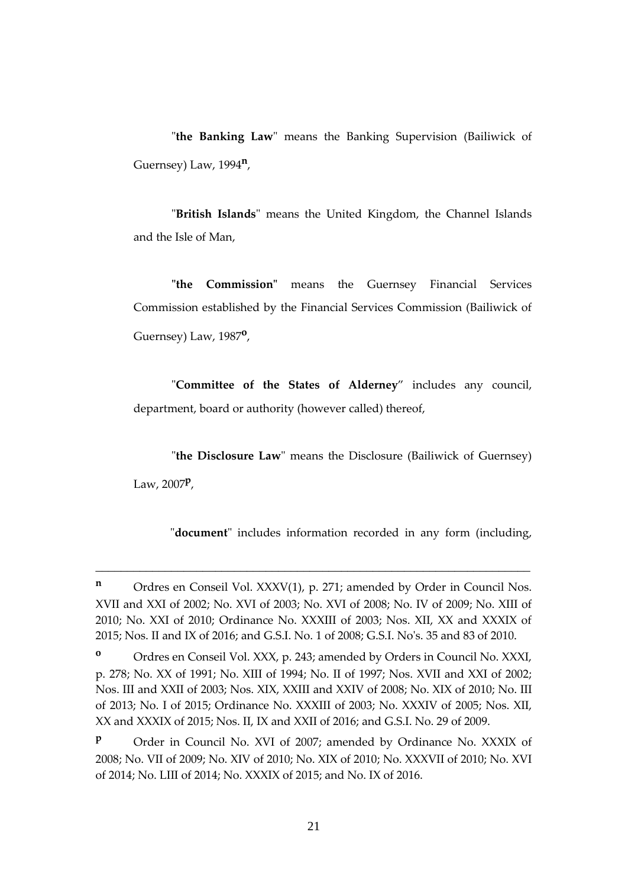"**the Banking Law**" means the Banking Supervision (Bailiwick of Guernsey) Law, 1994[n],

"**British Islands**" means the United Kingdom, the Channel Islands and the Isle of Man,

"**the Commission**" means the Guernsey Financial Services Commission established by the Financial Services Commission (Bailiwick of Guernsey) Law, 1987[o],

"**Committee of the States of Alderney**" includes any council, department, board or authority (however called) thereof,

"**the Disclosure Law**" means the Disclosure (Bailiwick of Guernsey) Law, 2007[p],

"**document**" includes information recorded in any form (including,

---

[n] Ordres en Conseil Vol. XXXV(1), p. 271; amended by Order in Council Nos. XVII and XXI of 2002; No. XVI of 2003; No. XVI of 2008; No. IV of 2009; No. XIII of 2010; No. XXI of 2010; Ordinance No. XXXIII of 2003; Nos. XII, XX and XXXIX of 2015; Nos. II and IX of 2016; and G.S.I. No. 1 of 2008; G.S.I. No's. 35 and 83 of 2010.

[o] Ordres en Conseil Vol. XXX, p. 243; amended by Orders in Council No. XXXI, p. 278; No. XX of 1991; No. XIII of 1994; No. II of 1997; Nos. XVII and XXI of 2002; Nos. III and XXII of 2003; Nos. XIX, XXIII and XXIV of 2008; No. XIX of 2010; No. III of 2013; No. I of 2015; Ordinance No. XXXIII of 2003; No. XXXIV of 2005; Nos. XII, XX and XXXIX of 2015; Nos. II, IX and XXII of 2016; and G.S.I. No. 29 of 2009.

[p] Order in Council No. XVI of 2007; amended by Ordinance No. XXXIX of 2008; No. VII of 2009; No. XIV of 2010; No. XIX of 2010; No. XXXVII of 2010; No. XVI of 2014; No. LIII of 2014; No. XXXIX of 2015; and No. IX of 2016.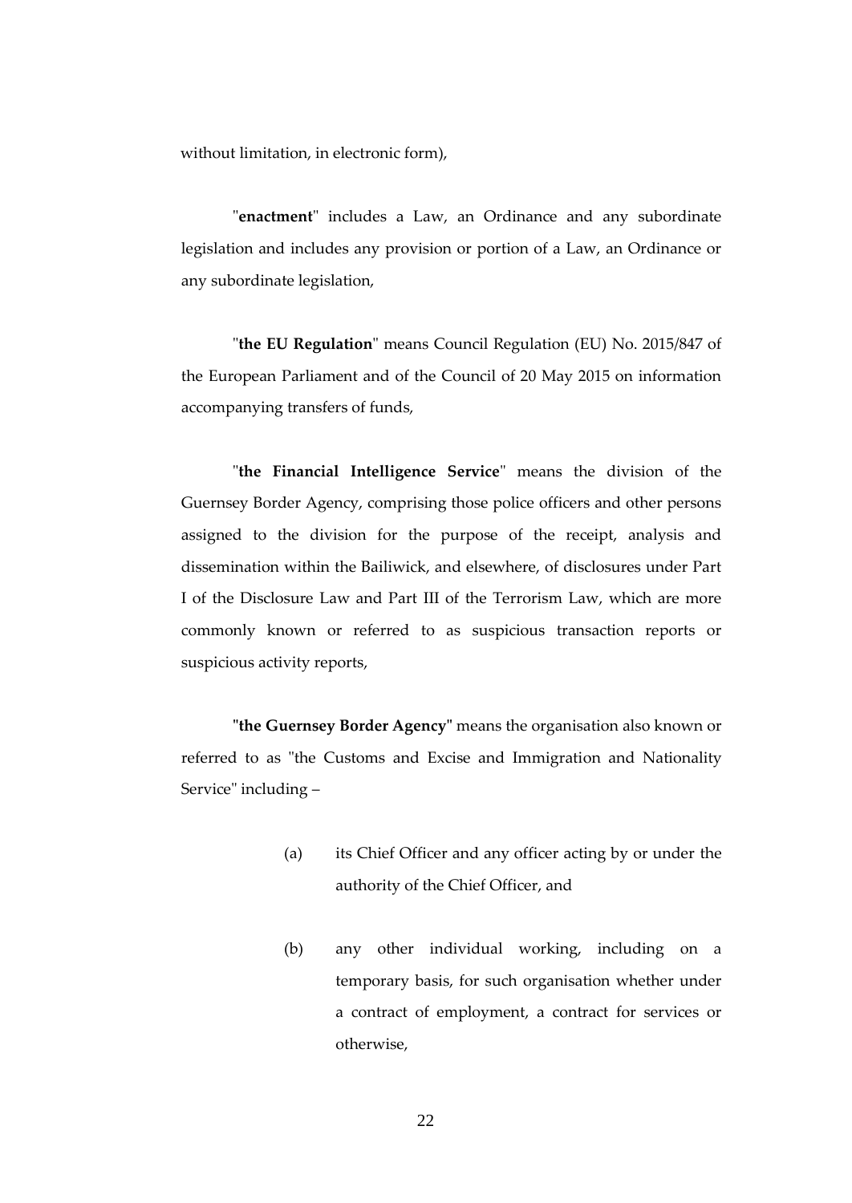without limitation, in electronic form),

"**enactment**" includes a Law, an Ordinance and any subordinate legislation and includes any provision or portion of a Law, an Ordinance or any subordinate legislation,

"**the EU Regulation**" means Council Regulation (EU) No. 2015/847 of the European Parliament and of the Council of 20 May 2015 on information accompanying transfers of funds,

"**the Financial Intelligence Service**" means the division of the Guernsey Border Agency, comprising those police officers and other persons assigned to the division for the purpose of the receipt, analysis and dissemination within the Bailiwick, and elsewhere, of disclosures under Part I of the Disclosure Law and Part III of the Terrorism Law, which are more commonly known or referred to as suspicious transaction reports or suspicious activity reports,

**"the Guernsey Border Agency"** means the organisation also known or referred to as "the Customs and Excise and Immigration and Nationality Service" including –

(a) its Chief Officer and any officer acting by or under the authority of the Chief Officer, and

(b) any other individual working, including on a temporary basis, for such organisation whether under a contract of employment, a contract for services or otherwise,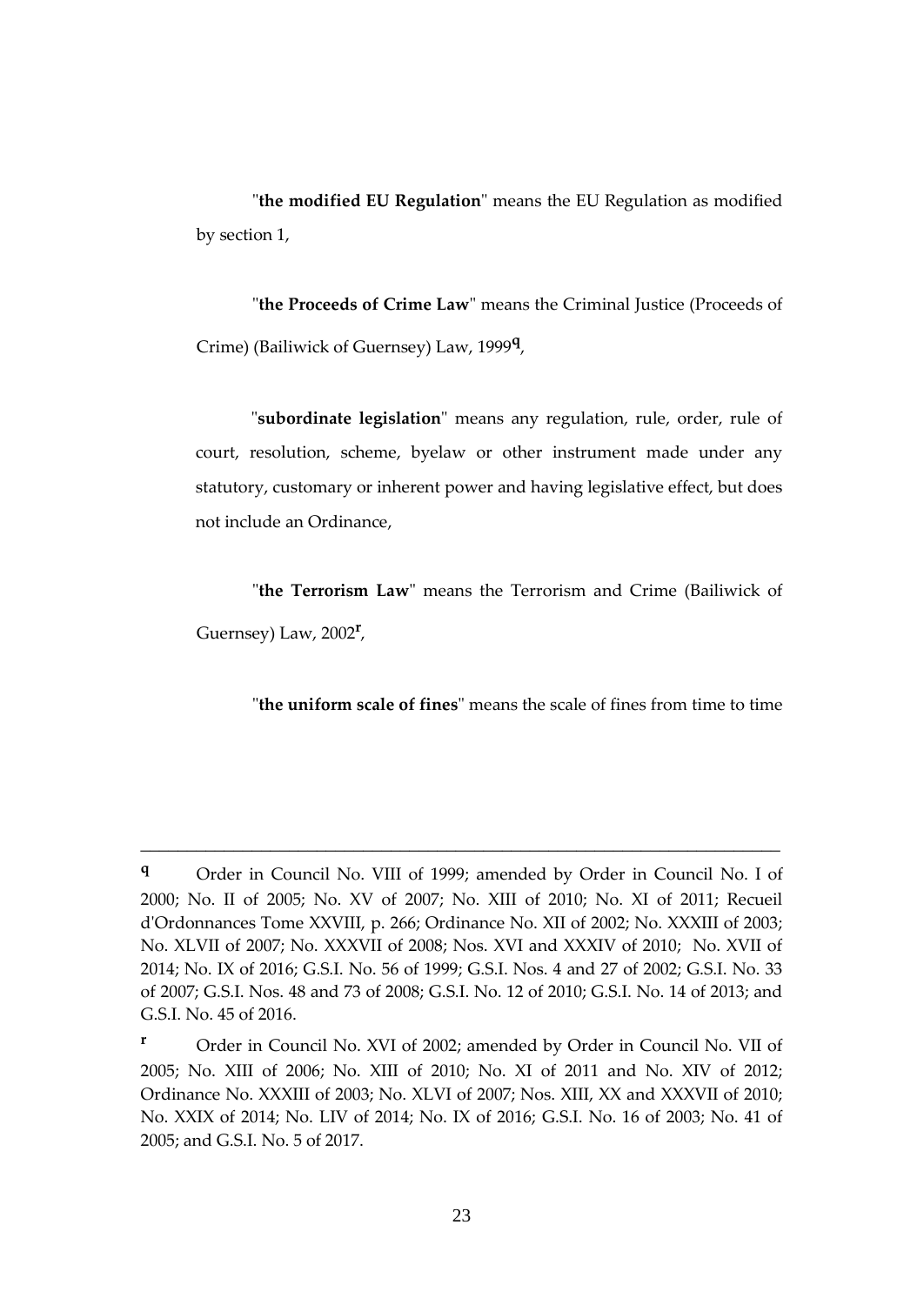"**the modified EU Regulation**" means the EU Regulation as modified by section 1,

"**the Proceeds of Crime Law**" means the Criminal Justice (Proceeds of Crime) (Bailiwick of Guernsey) Law, 1999[q],

"**subordinate legislation**" means any regulation, rule, order, rule of court, resolution, scheme, byelaw or other instrument made under any statutory, customary or inherent power and having legislative effect, but does not include an Ordinance,

"**the Terrorism Law**" means the Terrorism and Crime (Bailiwick of Guernsey) Law, 2002[r],

"**the uniform scale of fines**" means the scale of fines from time to time

---

[q] Order in Council No. VIII of 1999; amended by Order in Council No. I of 2000; No. II of 2005; No. XV of 2007; No. XIII of 2010; No. XI of 2011; Recueil d'Ordonnances Tome XXVIII, p. 266; Ordinance No. XII of 2002; No. XXXIII of 2003; No. XLVII of 2007; No. XXXVII of 2008; Nos. XVI and XXXIV of 2010; No. XVII of 2014; No. IX of 2016; G.S.I. No. 56 of 1999; G.S.I. Nos. 4 and 27 of 2002; G.S.I. No. 33 of 2007; G.S.I. Nos. 48 and 73 of 2008; G.S.I. No. 12 of 2010; G.S.I. No. 14 of 2013; and G.S.I. No. 45 of 2016.

[r] Order in Council No. XVI of 2002; amended by Order in Council No. VII of 2005; No. XIII of 2006; No. XIII of 2010; No. XI of 2011 and No. XIV of 2012; Ordinance No. XXXIII of 2003; No. XLVI of 2007; Nos. XIII, XX and XXXVII of 2010; No. XXIX of 2014; No. LIV of 2014; No. IX of 2016; G.S.I. No. 16 of 2003; No. 41 of 2005; and G.S.I. No. 5 of 2017.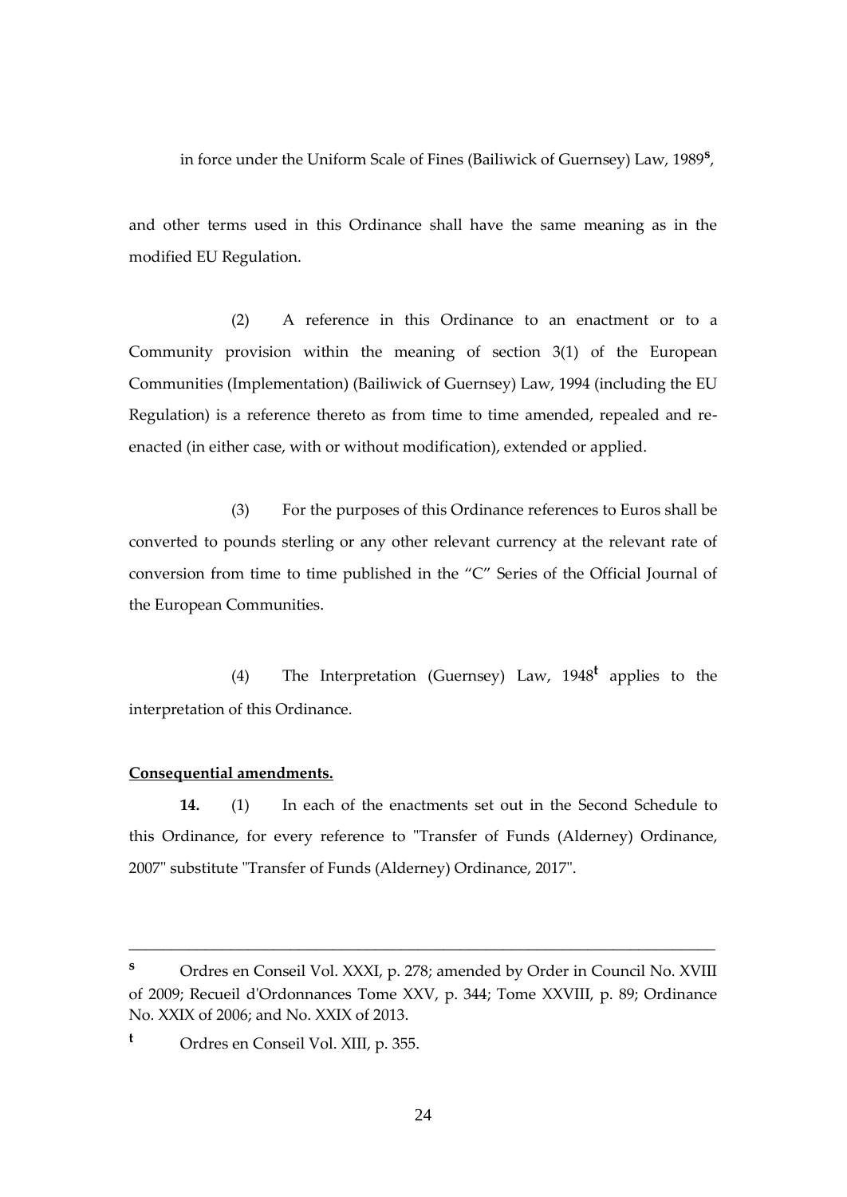in force under the Uniform Scale of Fines (Bailiwick of Guernsey) Law, 1989[s],

and other terms used in this Ordinance shall have the same meaning as in the modified EU Regulation.

(2) A reference in this Ordinance to an enactment or to a Community provision within the meaning of section 3(1) of the European Communities (Implementation) (Bailiwick of Guernsey) Law, 1994 (including the EU Regulation) is a reference thereto as from time to time amended, repealed and re-enacted (in either case, with or without modification), extended or applied.

(3) For the purposes of this Ordinance references to Euros shall be converted to pounds sterling or any other relevant currency at the relevant rate of conversion from time to time published in the "C" Series of the Official Journal of the European Communities.

(4) The Interpretation (Guernsey) Law, 1948[t] applies to the interpretation of this Ordinance.

**Consequential amendments.**

**14.** (1) In each of the enactments set out in the Second Schedule to this Ordinance, for every reference to "Transfer of Funds (Alderney) Ordinance, 2007" substitute "Transfer of Funds (Alderney) Ordinance, 2017".

---

[s] Ordres en Conseil Vol. XXXI, p. 278; amended by Order in Council No. XVIII of 2009; Recueil d'Ordonnances Tome XXV, p. 344; Tome XXVIII, p. 89; Ordinance No. XXIX of 2006; and No. XXIX of 2013.

[t] Ordres en Conseil Vol. XIII, p. 355.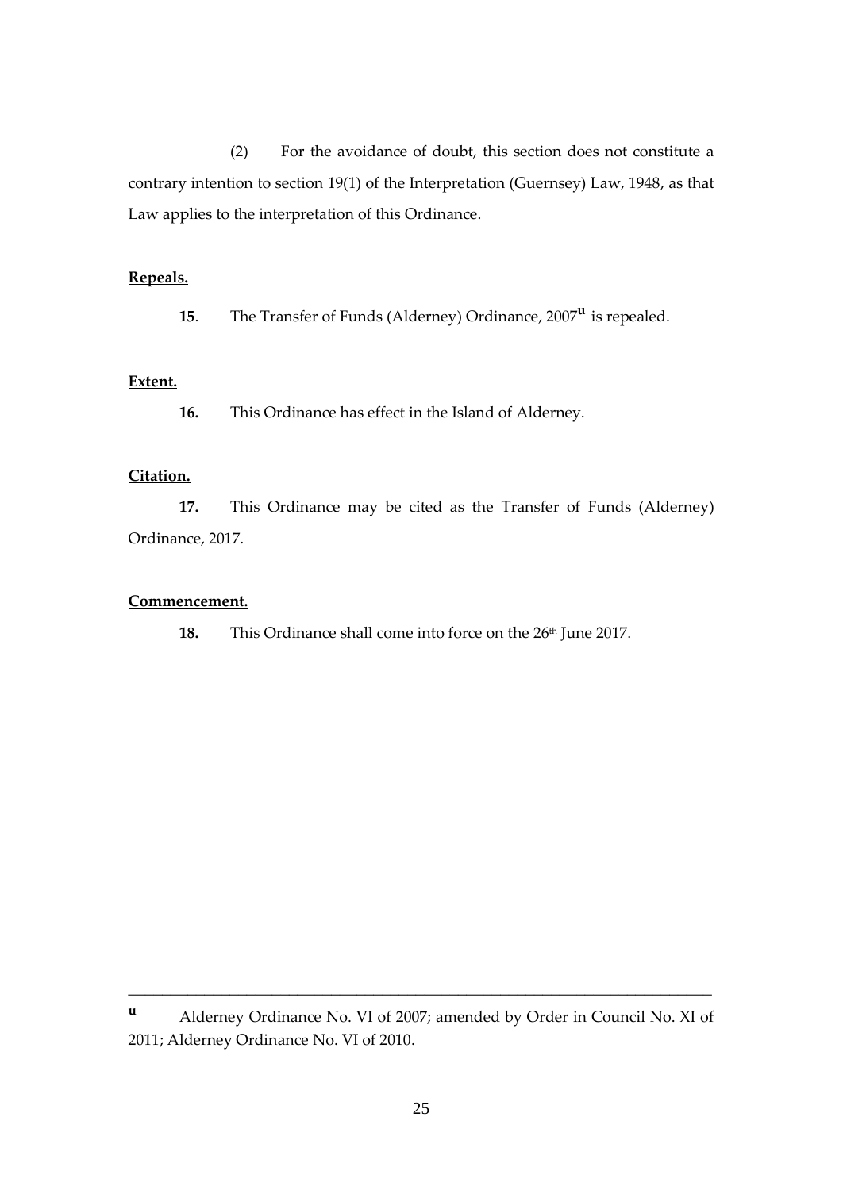(2) For the avoidance of doubt, this section does not constitute a contrary intention to section 19(1) of the Interpretation (Guernsey) Law, 1948, as that Law applies to the interpretation of this Ordinance.

**Repeals.**

**15**. The Transfer of Funds (Alderney) Ordinance, 2007[u] is repealed.

**Extent.**

**16.** This Ordinance has effect in the Island of Alderney.

**Citation.**

**17.** This Ordinance may be cited as the Transfer of Funds (Alderney) Ordinance, 2017.

**Commencement.**

**18.** This Ordinance shall come into force on the 26th June 2017.

---

[u] Alderney Ordinance No. VI of 2007; amended by Order in Council No. XI of 2011; Alderney Ordinance No. VI of 2010.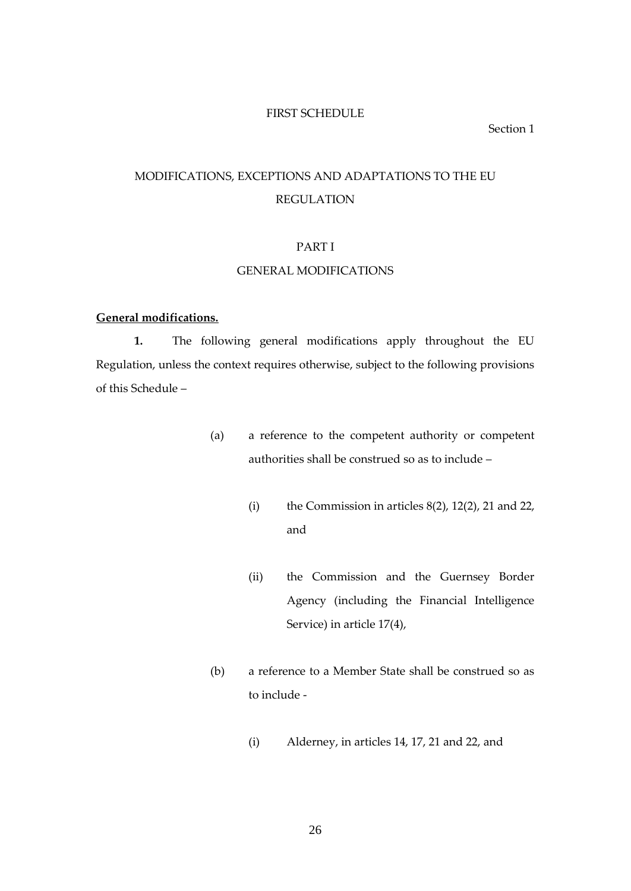FIRST SCHEDULE

Section 1

# MODIFICATIONS, EXCEPTIONS AND ADAPTATIONS TO THE EU REGULATION

## PART I

## GENERAL MODIFICATIONS

**General modifications.**

**1.** The following general modifications apply throughout the EU Regulation, unless the context requires otherwise, subject to the following provisions of this Schedule –

(a) a reference to the competent authority or competent authorities shall be construed so as to include –

(i) the Commission in articles 8(2), 12(2), 21 and 22, and

(ii) the Commission and the Guernsey Border Agency (including the Financial Intelligence Service) in article 17(4),

(b) a reference to a Member State shall be construed so as to include -

(i) Alderney, in articles 14, 17, 21 and 22, and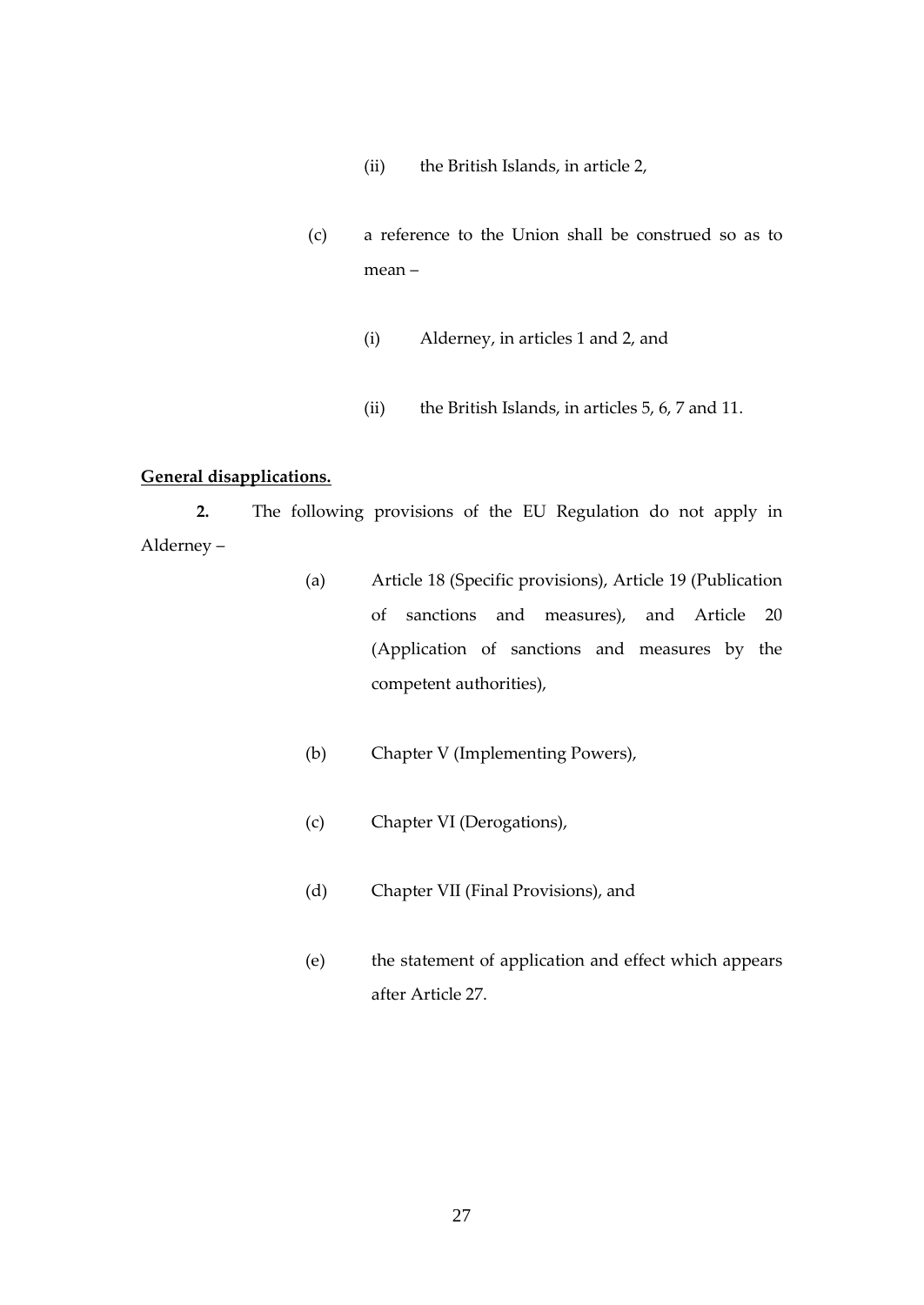(ii) the British Islands, in article 2,

(c) a reference to the Union shall be construed so as to mean –

(i) Alderney, in articles 1 and 2, and

(ii) the British Islands, in articles 5, 6, 7 and 11.

**General disapplications.**

**2.** The following provisions of the EU Regulation do not apply in Alderney –

(a) Article 18 (Specific provisions), Article 19 (Publication of sanctions and measures), and Article 20 (Application of sanctions and measures by the competent authorities),

(b) Chapter V (Implementing Powers),

(c) Chapter VI (Derogations),

(d) Chapter VII (Final Provisions), and

(e) the statement of application and effect which appears after Article 27.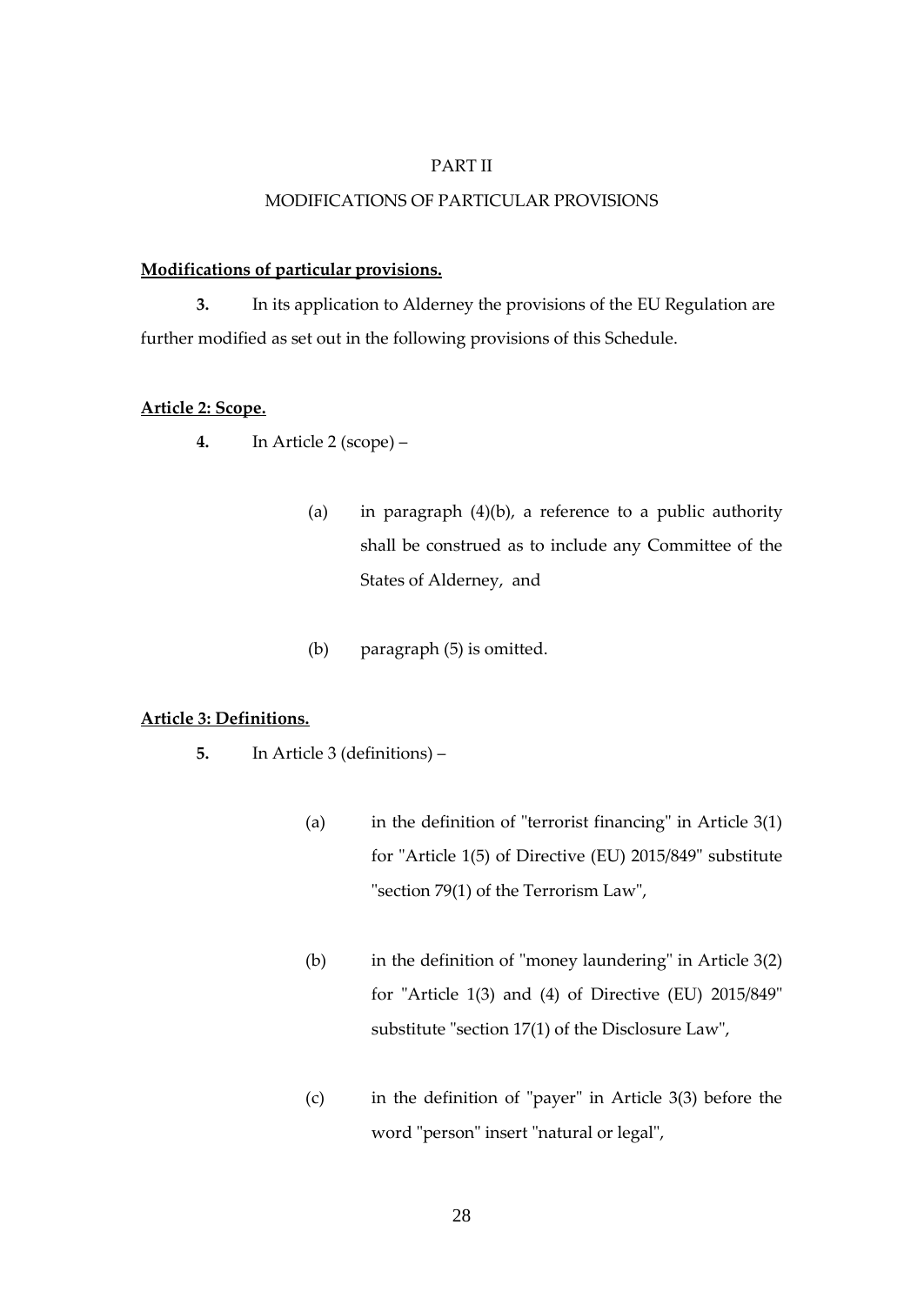PART II

MODIFICATIONS OF PARTICULAR PROVISIONS

**Modifications of particular provisions.**

**3.** In its application to Alderney the provisions of the EU Regulation are further modified as set out in the following provisions of this Schedule.

**Article 2: Scope.**

**4.** In Article 2 (scope) –

(a) in paragraph (4)(b), a reference to a public authority shall be construed as to include any Committee of the States of Alderney, and

(b) paragraph (5) is omitted.

**Article 3: Definitions.**

**5.** In Article 3 (definitions) –

(a) in the definition of "terrorist financing" in Article 3(1) for "Article 1(5) of Directive (EU) 2015/849" substitute "section 79(1) of the Terrorism Law",

(b) in the definition of "money laundering" in Article 3(2) for "Article 1(3) and (4) of Directive (EU) 2015/849" substitute "section 17(1) of the Disclosure Law",

(c) in the definition of "payer" in Article 3(3) before the word "person" insert "natural or legal",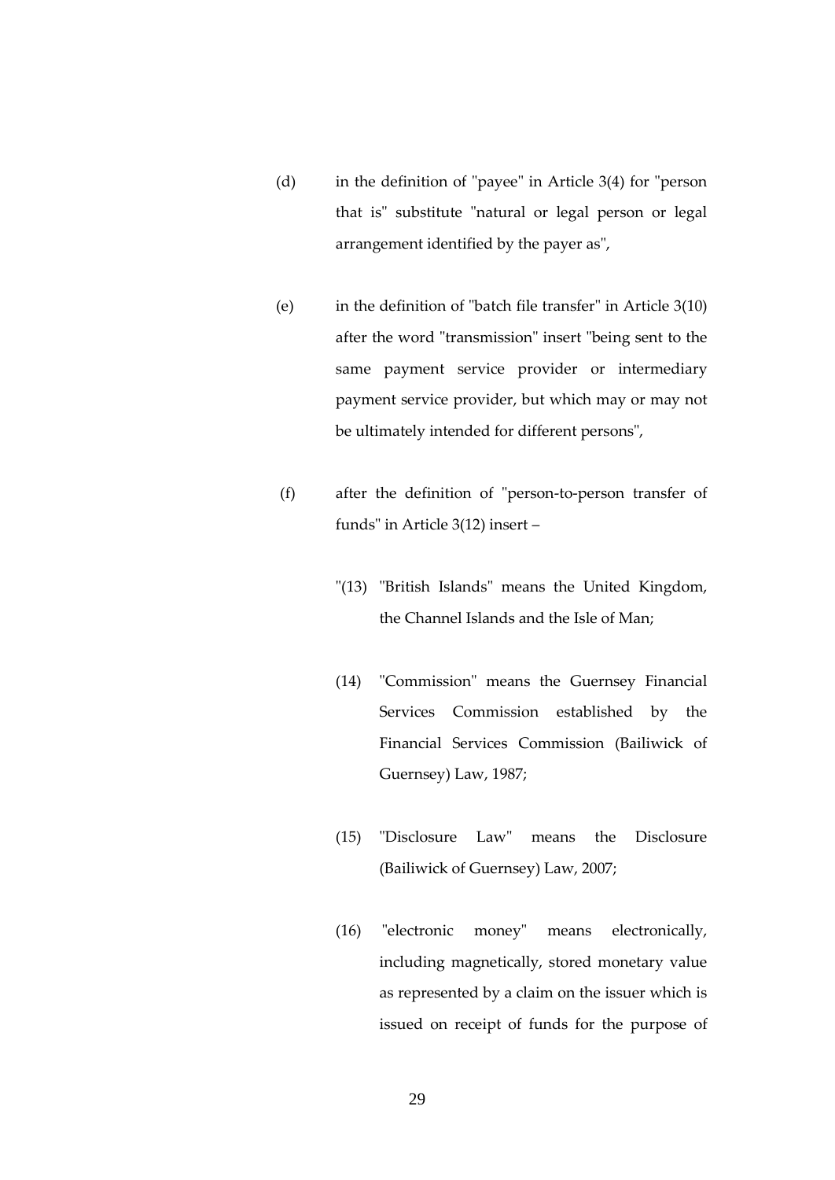(d) in the definition of "payee" in Article 3(4) for "person that is" substitute "natural or legal person or legal arrangement identified by the payer as",

(e) in the definition of "batch file transfer" in Article 3(10) after the word "transmission" insert "being sent to the same payment service provider or intermediary payment service provider, but which may or may not be ultimately intended for different persons",

(f) after the definition of "person-to-person transfer of funds" in Article 3(12) insert –

"(13) "British Islands" means the United Kingdom, the Channel Islands and the Isle of Man;

(14) "Commission" means the Guernsey Financial Services Commission established by the Financial Services Commission (Bailiwick of Guernsey) Law, 1987;

(15) "Disclosure Law" means the Disclosure (Bailiwick of Guernsey) Law, 2007;

(16) "electronic money" means electronically, including magnetically, stored monetary value as represented by a claim on the issuer which is issued on receipt of funds for the purpose of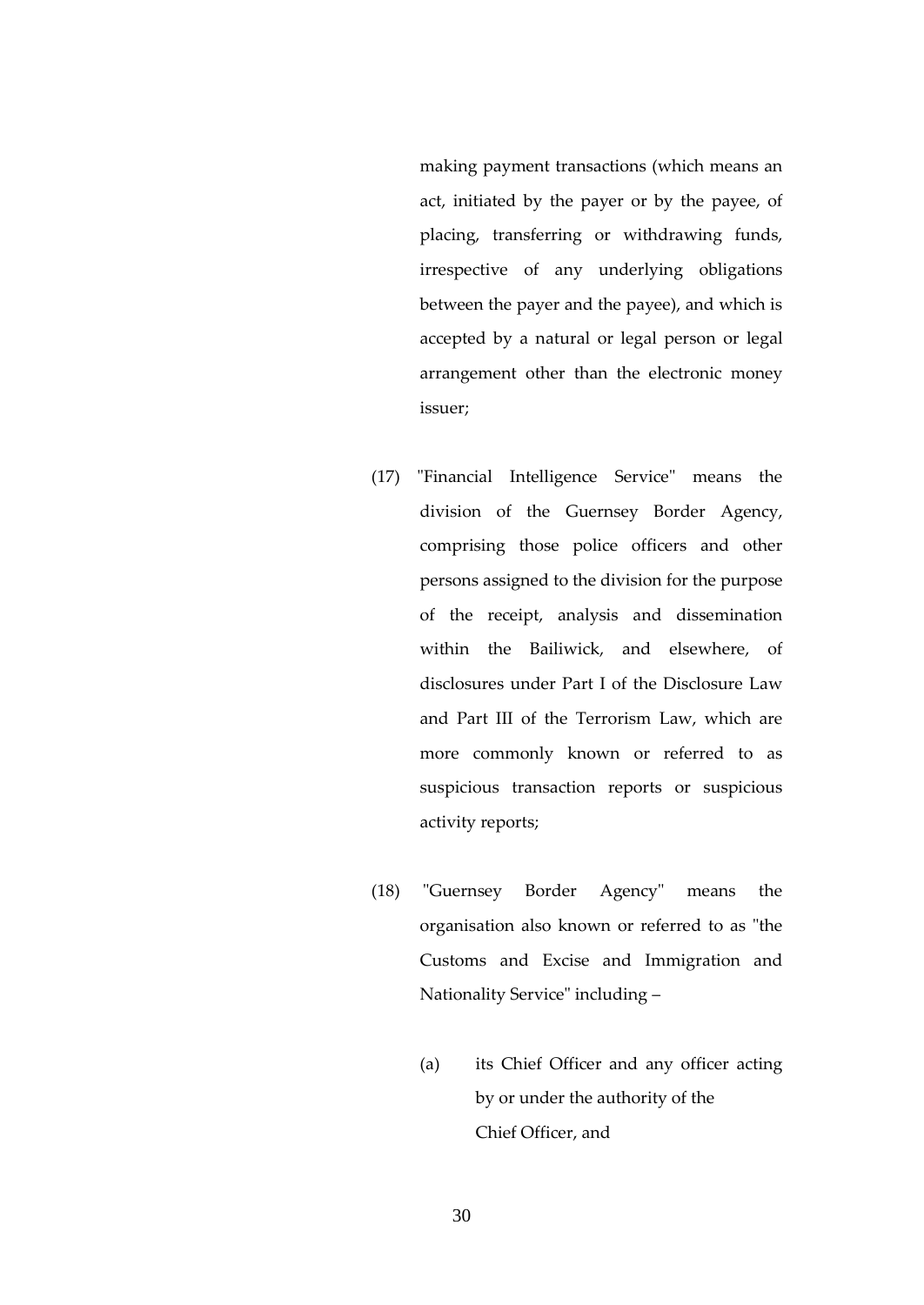making payment transactions (which means an act, initiated by the payer or by the payee, of placing, transferring or withdrawing funds, irrespective of any underlying obligations between the payer and the payee), and which is accepted by a natural or legal person or legal arrangement other than the electronic money issuer;

(17) "Financial Intelligence Service" means the division of the Guernsey Border Agency, comprising those police officers and other persons assigned to the division for the purpose of the receipt, analysis and dissemination within the Bailiwick, and elsewhere, of disclosures under Part I of the Disclosure Law and Part III of the Terrorism Law, which are more commonly known or referred to as suspicious transaction reports or suspicious activity reports;

(18) "Guernsey Border Agency" means the organisation also known or referred to as "the Customs and Excise and Immigration and Nationality Service" including –

(a) its Chief Officer and any officer acting by or under the authority of the Chief Officer, and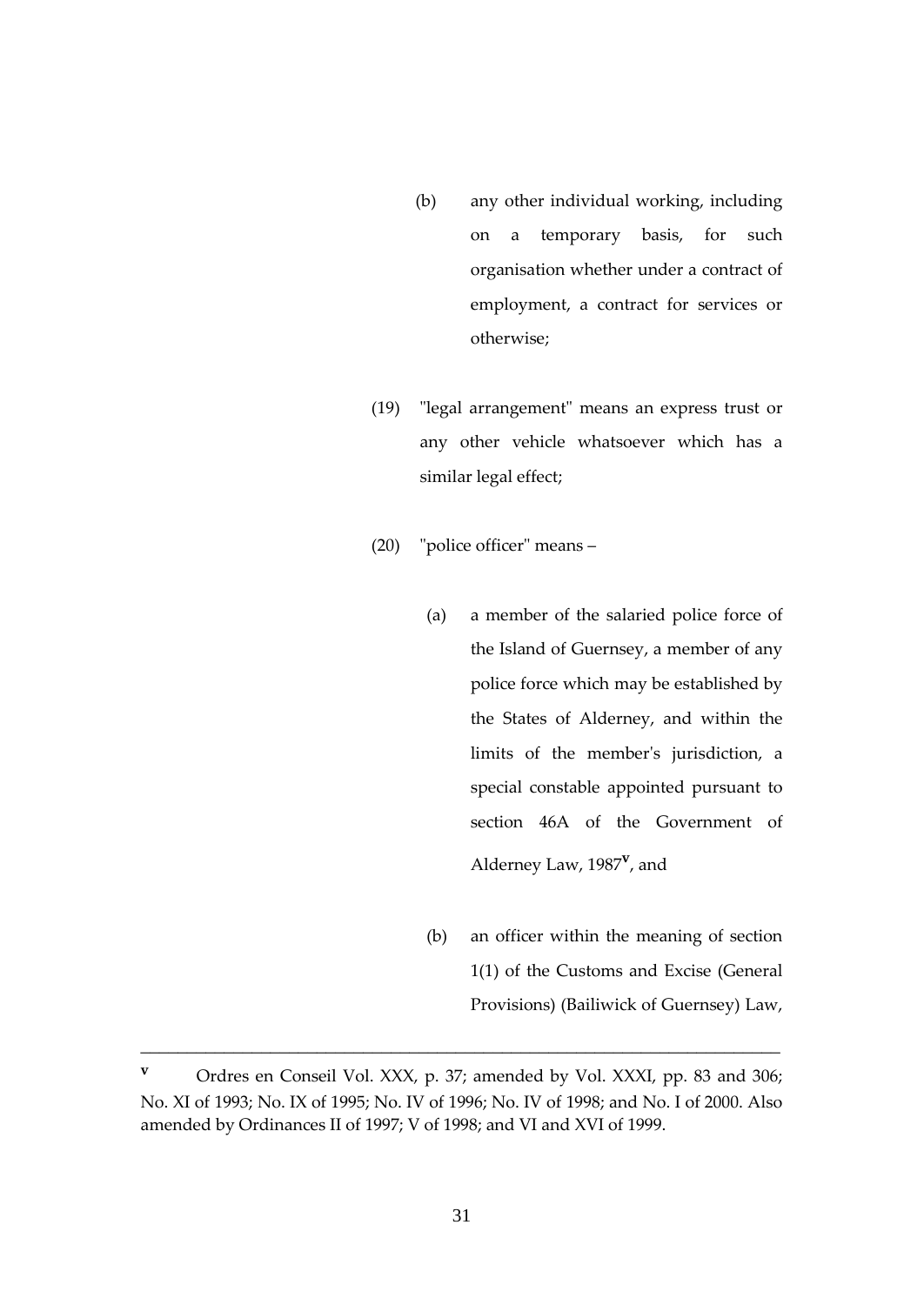(b) any other individual working, including on a temporary basis, for such organisation whether under a contract of employment, a contract for services or otherwise;

(19) "legal arrangement" means an express trust or any other vehicle whatsoever which has a similar legal effect;

(20) "police officer" means –

(a) a member of the salaried police force of the Island of Guernsey, a member of any police force which may be established by the States of Alderney, and within the limits of the member's jurisdiction, a special constable appointed pursuant to section 46A of the Government of Alderney Law, 1987[v], and

(b) an officer within the meaning of section 1(1) of the Customs and Excise (General Provisions) (Bailiwick of Guernsey) Law,

---

[v] Ordres en Conseil Vol. XXX, p. 37; amended by Vol. XXXI, pp. 83 and 306; No. XI of 1993; No. IX of 1995; No. IV of 1996; No. IV of 1998; and No. I of 2000. Also amended by Ordinances II of 1997; V of 1998; and VI and XVI of 1999.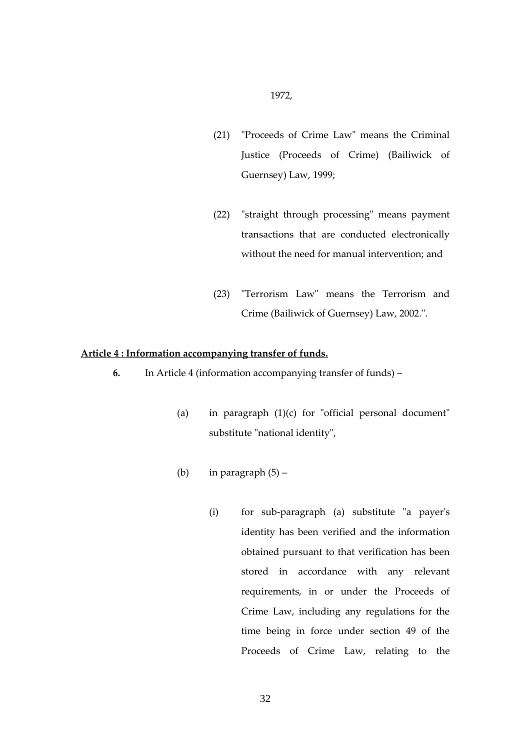1972,

(21) "Proceeds of Crime Law" means the Criminal Justice (Proceeds of Crime) (Bailiwick of Guernsey) Law, 1999;

(22) "straight through processing" means payment transactions that are conducted electronically without the need for manual intervention; and

(23) "Terrorism Law" means the Terrorism and Crime (Bailiwick of Guernsey) Law, 2002.".

**Article 4 : Information accompanying transfer of funds.**

**6.** In Article 4 (information accompanying transfer of funds) –

(a) in paragraph (1)(c) for "official personal document" substitute "national identity",

(b) in paragraph (5) –

(i) for sub-paragraph (a) substitute "a payer's identity has been verified and the information obtained pursuant to that verification has been stored in accordance with any relevant requirements, in or under the Proceeds of Crime Law, including any regulations for the time being in force under section 49 of the Proceeds of Crime Law, relating to the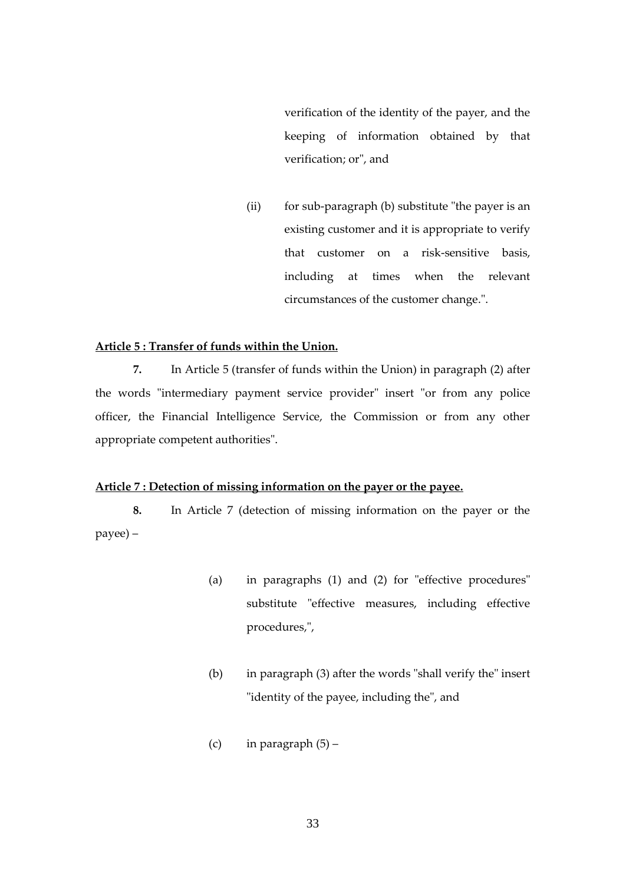verification of the identity of the payer, and the keeping of information obtained by that verification; or", and

(ii) for sub-paragraph (b) substitute "the payer is an existing customer and it is appropriate to verify that customer on a risk-sensitive basis, including at times when the relevant circumstances of the customer change.".

**Article 5 : Transfer of funds within the Union.**

**7.** In Article 5 (transfer of funds within the Union) in paragraph (2) after the words "intermediary payment service provider" insert "or from any police officer, the Financial Intelligence Service, the Commission or from any other appropriate competent authorities".

**Article 7 : Detection of missing information on the payer or the payee.**

**8.** In Article 7 (detection of missing information on the payer or the payee) –

(a) in paragraphs (1) and (2) for "effective procedures" substitute "effective measures, including effective procedures,",

(b) in paragraph (3) after the words "shall verify the" insert "identity of the payee, including the", and

(c) in paragraph (5) –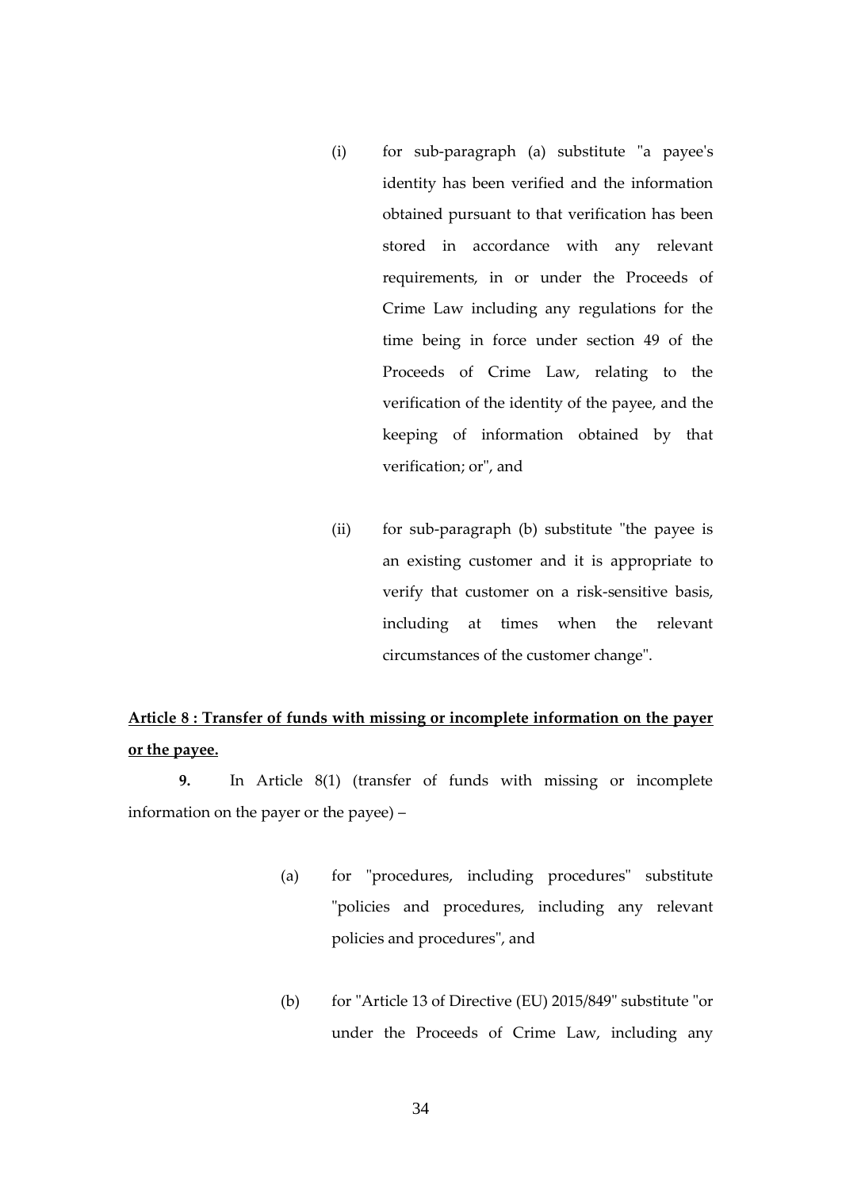(i) for sub-paragraph (a) substitute "a payee's identity has been verified and the information obtained pursuant to that verification has been stored in accordance with any relevant requirements, in or under the Proceeds of Crime Law including any regulations for the time being in force under section 49 of the Proceeds of Crime Law, relating to the verification of the identity of the payee, and the keeping of information obtained by that verification; or", and

(ii) for sub-paragraph (b) substitute "the payee is an existing customer and it is appropriate to verify that customer on a risk-sensitive basis, including at times when the relevant circumstances of the customer change".

**<u>Article 8 : Transfer of funds with missing or incomplete information on the payer or the payee.</u>**

**9.** In Article 8(1) (transfer of funds with missing or incomplete information on the payer or the payee) –

(a) for "procedures, including procedures" substitute "policies and procedures, including any relevant policies and procedures", and

(b) for "Article 13 of Directive (EU) 2015/849" substitute "or under the Proceeds of Crime Law, including any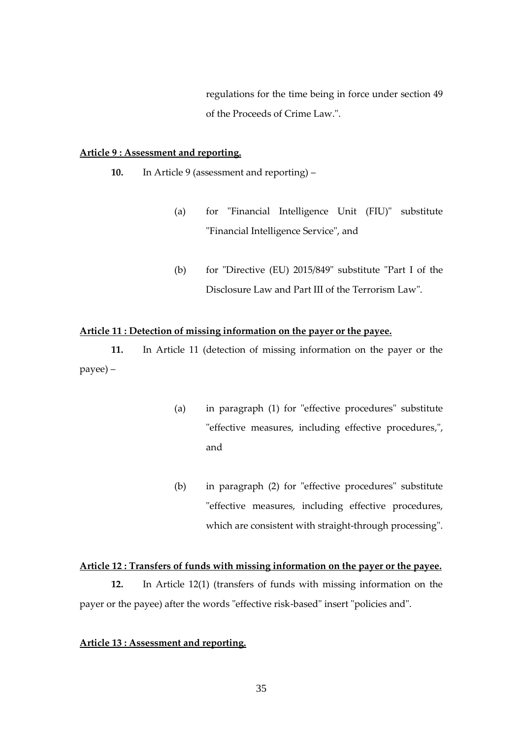regulations for the time being in force under section 49 of the Proceeds of Crime Law.".

**Article 9 : Assessment and reporting.**

**10.** In Article 9 (assessment and reporting) –

(a) for "Financial Intelligence Unit (FIU)" substitute "Financial Intelligence Service", and

(b) for "Directive (EU) 2015/849" substitute "Part I of the Disclosure Law and Part III of the Terrorism Law".

**Article 11 : Detection of missing information on the payer or the payee.**

**11.** In Article 11 (detection of missing information on the payer or the payee) –

(a) in paragraph (1) for "effective procedures" substitute "effective measures, including effective procedures,", and

(b) in paragraph (2) for "effective procedures" substitute "effective measures, including effective procedures, which are consistent with straight-through processing".

**Article 12 : Transfers of funds with missing information on the payer or the payee.**

**12.** In Article 12(1) (transfers of funds with missing information on the payer or the payee) after the words "effective risk-based" insert "policies and".

**Article 13 : Assessment and reporting.**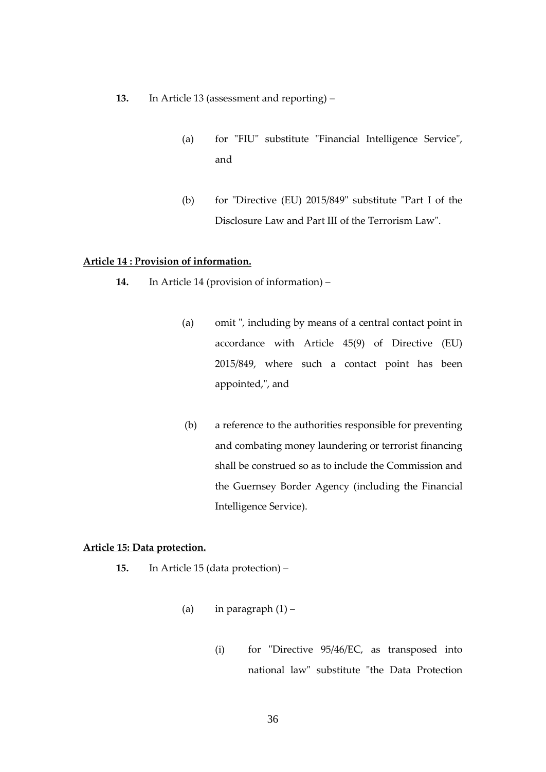**13.** In Article 13 (assessment and reporting) –

(a) for "FIU" substitute "Financial Intelligence Service", and

(b) for "Directive (EU) 2015/849" substitute "Part I of the Disclosure Law and Part III of the Terrorism Law".

**Article 14 : Provision of information.**

**14.** In Article 14 (provision of information) –

(a) omit ", including by means of a central contact point in accordance with Article 45(9) of Directive (EU) 2015/849, where such a contact point has been appointed,", and

(b) a reference to the authorities responsible for preventing and combating money laundering or terrorist financing shall be construed so as to include the Commission and the Guernsey Border Agency (including the Financial Intelligence Service).

**Article 15: Data protection.**

**15.** In Article 15 (data protection) –

(a) in paragraph (1) –

(i) for "Directive 95/46/EC, as transposed into national law" substitute "the Data Protection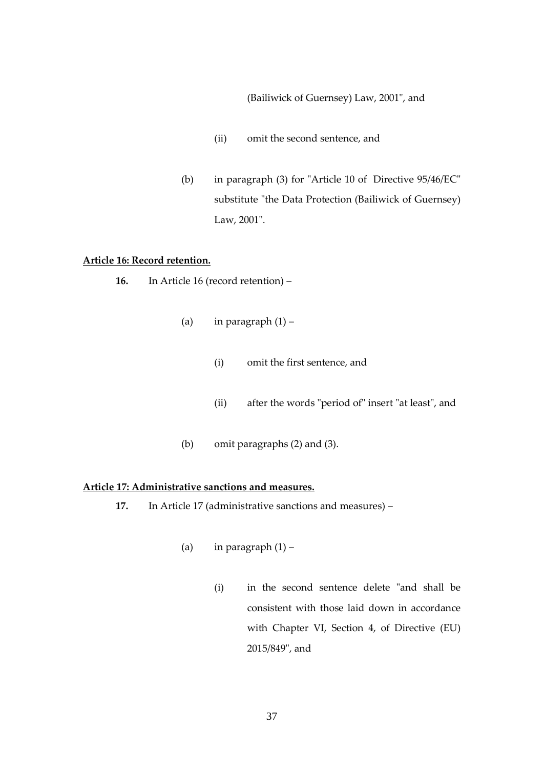(Bailiwick of Guernsey) Law, 2001", and

(ii) omit the second sentence, and

(b) in paragraph (3) for "Article 10 of Directive 95/46/EC" substitute "the Data Protection (Bailiwick of Guernsey) Law, 2001".

**Article 16: Record retention.**

**16.** In Article 16 (record retention) –

(a) in paragraph (1) –

(i) omit the first sentence, and

(ii) after the words "period of" insert "at least", and

(b) omit paragraphs (2) and (3).

**Article 17: Administrative sanctions and measures.**

**17.** In Article 17 (administrative sanctions and measures) –

(a) in paragraph (1) –

(i) in the second sentence delete "and shall be consistent with those laid down in accordance with Chapter VI, Section 4, of Directive (EU) 2015/849", and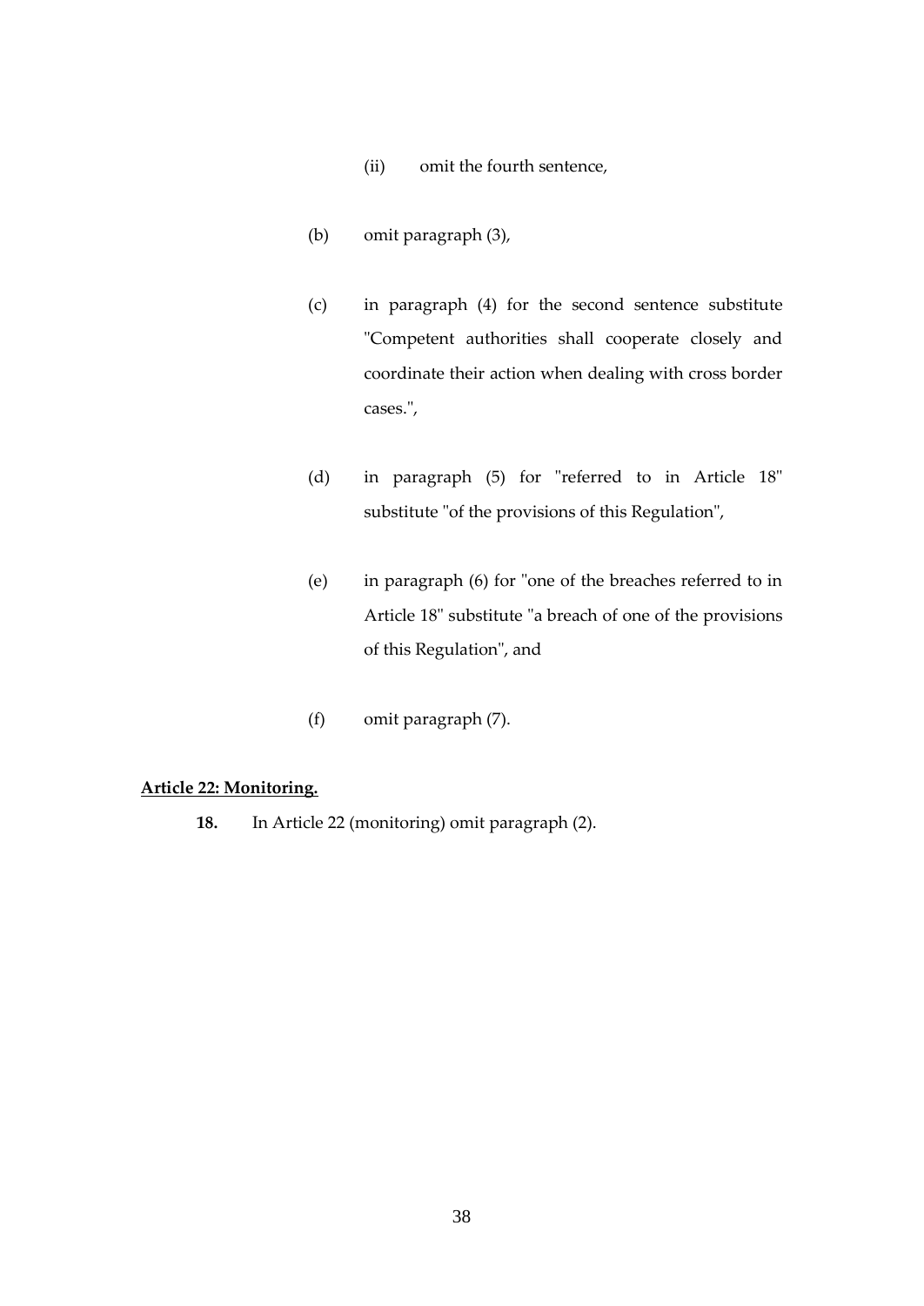(ii) omit the fourth sentence,

(b) omit paragraph (3),

(c) in paragraph (4) for the second sentence substitute "Competent authorities shall cooperate closely and coordinate their action when dealing with cross border cases.",

(d) in paragraph (5) for "referred to in Article 18" substitute "of the provisions of this Regulation",

(e) in paragraph (6) for "one of the breaches referred to in Article 18" substitute "a breach of one of the provisions of this Regulation", and

(f) omit paragraph (7).

**Article 22: Monitoring.**

**18.** In Article 22 (monitoring) omit paragraph (2).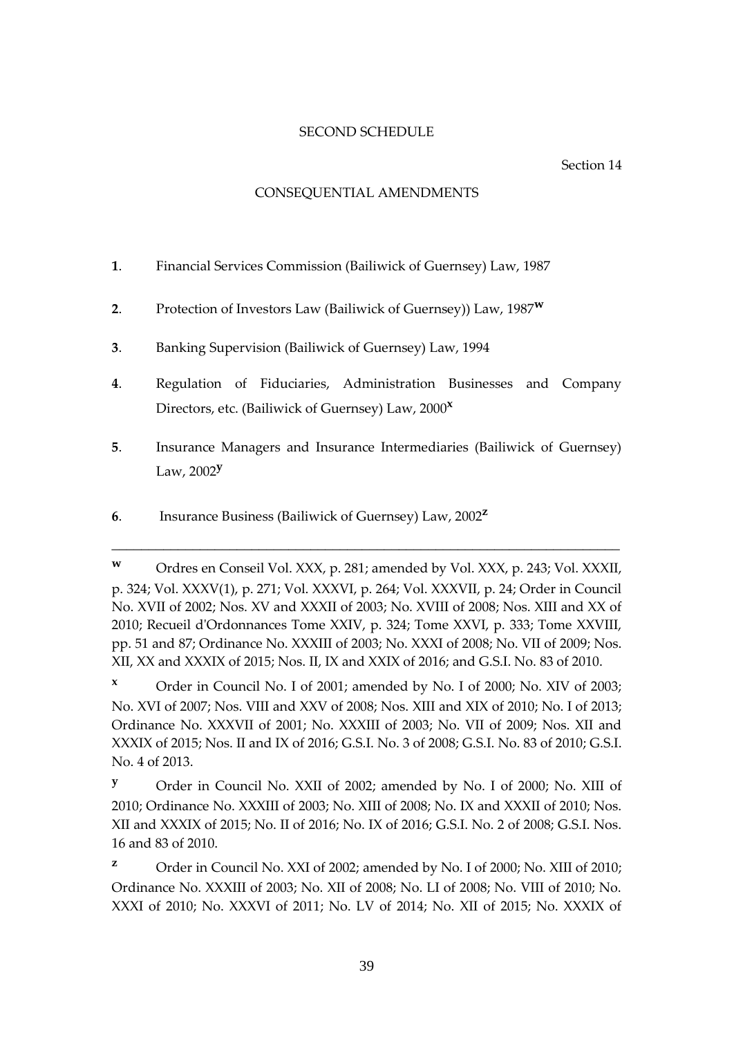SECOND SCHEDULE

Section 14

CONSEQUENTIAL AMENDMENTS

**1**. Financial Services Commission (Bailiwick of Guernsey) Law, 1987

**2**. Protection of Investors Law (Bailiwick of Guernsey)) Law, 1987[w]

**3**. Banking Supervision (Bailiwick of Guernsey) Law, 1994

**4**. Regulation of Fiduciaries, Administration Businesses and Company Directors, etc. (Bailiwick of Guernsey) Law, 2000[x]

**5**. Insurance Managers and Insurance Intermediaries (Bailiwick of Guernsey) Law, 2002[y]

**6**. Insurance Business (Bailiwick of Guernsey) Law, 2002[z]

---

[w] Ordres en Conseil Vol. XXX, p. 281; amended by Vol. XXX, p. 243; Vol. XXXII, p. 324; Vol. XXXV(1), p. 271; Vol. XXXVI, p. 264; Vol. XXXVII, p. 24; Order in Council No. XVII of 2002; Nos. XV and XXXII of 2003; No. XVIII of 2008; Nos. XIII and XX of 2010; Recueil d'Ordonnances Tome XXIV, p. 324; Tome XXVI, p. 333; Tome XXVIII, pp. 51 and 87; Ordinance No. XXXIII of 2003; No. XXXI of 2008; No. VII of 2009; Nos. XII, XX and XXXIX of 2015; Nos. II, IX and XXIX of 2016; and G.S.I. No. 83 of 2010.

[x] Order in Council No. I of 2001; amended by No. I of 2000; No. XIV of 2003; No. XVI of 2007; Nos. VIII and XXV of 2008; Nos. XIII and XIX of 2010; No. I of 2013; Ordinance No. XXXVII of 2001; No. XXXIII of 2003; No. VII of 2009; Nos. XII and XXXIX of 2015; Nos. II and IX of 2016; G.S.I. No. 3 of 2008; G.S.I. No. 83 of 2010; G.S.I. No. 4 of 2013.

[y] Order in Council No. XXII of 2002; amended by No. I of 2000; No. XIII of 2010; Ordinance No. XXXIII of 2003; No. XIII of 2008; No. IX and XXXII of 2010; Nos. XII and XXXIX of 2015; No. II of 2016; No. IX of 2016; G.S.I. No. 2 of 2008; G.S.I. Nos. 16 and 83 of 2010.

[z] Order in Council No. XXI of 2002; amended by No. I of 2000; No. XIII of 2010; Ordinance No. XXXIII of 2003; No. XII of 2008; No. LI of 2008; No. VIII of 2010; No. XXXI of 2010; No. XXXVI of 2011; No. LV of 2014; No. XII of 2015; No. XXXIX of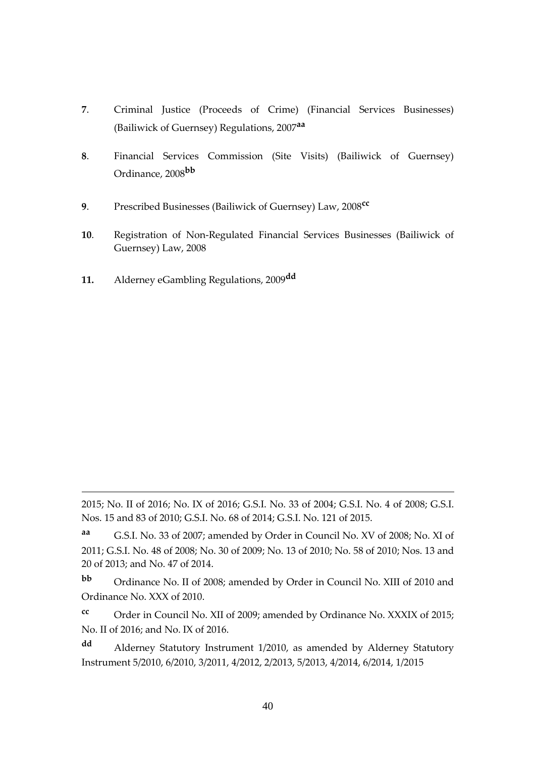**7**. Criminal Justice (Proceeds of Crime) (Financial Services Businesses) (Bailiwick of Guernsey) Regulations, 2007[aa]

**8**. Financial Services Commission (Site Visits) (Bailiwick of Guernsey) Ordinance, 2008[bb]

**9**. Prescribed Businesses (Bailiwick of Guernsey) Law, 2008[cc]

**10**. Registration of Non-Regulated Financial Services Businesses (Bailiwick of Guernsey) Law, 2008

**11.** Alderney eGambling Regulations, 2009[dd]

---

2015; No. II of 2016; No. IX of 2016; G.S.I. No. 33 of 2004; G.S.I. No. 4 of 2008; G.S.I. Nos. 15 and 83 of 2010; G.S.I. No. 68 of 2014; G.S.I. No. 121 of 2015.

**aa** G.S.I. No. 33 of 2007; amended by Order in Council No. XV of 2008; No. XI of 2011; G.S.I. No. 48 of 2008; No. 30 of 2009; No. 13 of 2010; No. 58 of 2010; Nos. 13 and 20 of 2013; and No. 47 of 2014.

**bb** Ordinance No. II of 2008; amended by Order in Council No. XIII of 2010 and Ordinance No. XXX of 2010.

**cc** Order in Council No. XII of 2009; amended by Ordinance No. XXXIX of 2015; No. II of 2016; and No. IX of 2016.

**dd** Alderney Statutory Instrument 1/2010, as amended by Alderney Statutory Instrument 5/2010, 6/2010, 3/2011, 4/2012, 2/2013, 5/2013, 4/2014, 6/2014, 1/2015